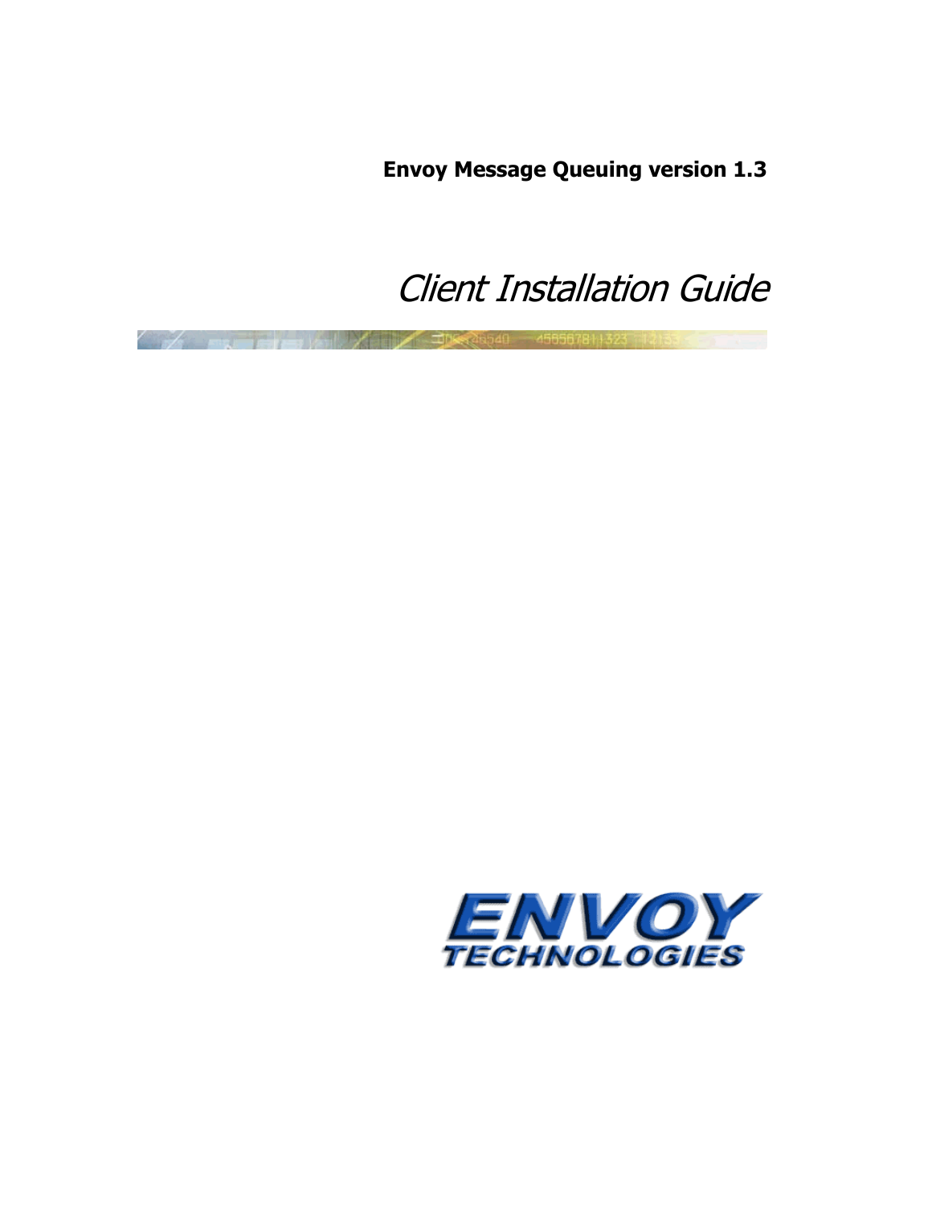**Envoy Message Queuing version 1.3**

# *Client Installation Guide*

ENVOY TECHNOLOGIES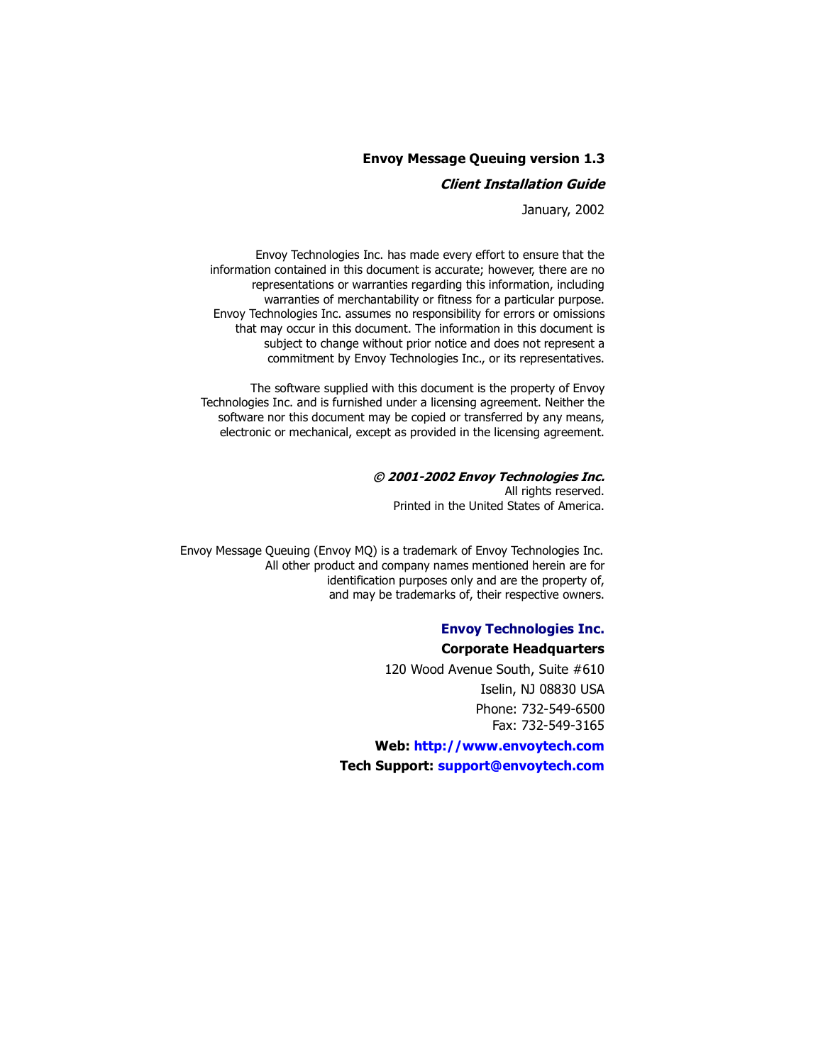**Envoy Message Queuing version 1.3**

***Client Installation Guide***

January, 2002

Envoy Technologies Inc. has made every effort to ensure that the information contained in this document is accurate; however, there are no representations or warranties regarding this information, including warranties of merchantability or fitness for a particular purpose. Envoy Technologies Inc. assumes no responsibility for errors or omissions that may occur in this document. The information in this document is subject to change without prior notice and does not represent a commitment by Envoy Technologies Inc., or its representatives.

The software supplied with this document is the property of Envoy Technologies Inc. and is furnished under a licensing agreement. Neither the software nor this document may be copied or transferred by any means, electronic or mechanical, except as provided in the licensing agreement.

***© 2001-2002 Envoy Technologies Inc.***
All rights reserved.
Printed in the United States of America.

Envoy Message Queuing (Envoy MQ) is a trademark of Envoy Technologies Inc. All other product and company names mentioned herein are for identification purposes only and are the property of, and may be trademarks of, their respective owners.

**Envoy Technologies Inc.**

**Corporate Headquarters**

120 Wood Avenue South, Suite #610
Iselin, NJ 08830 USA
Phone: 732-549-6500
Fax: 732-549-3165

**Web: http://www.envoytech.com**
**Tech Support: support@envoytech.com**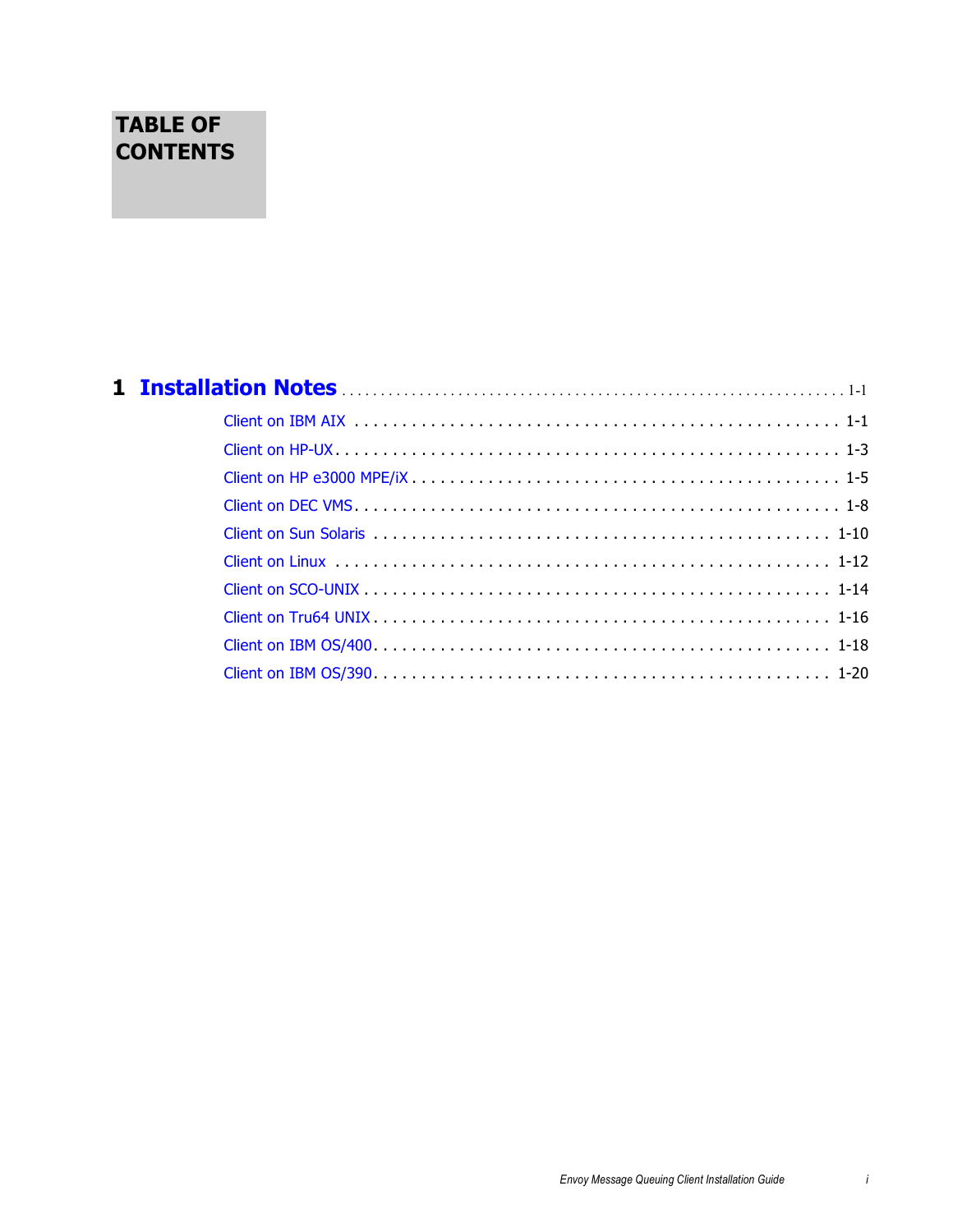# TABLE OF CONTENTS

**1 Installation Notes** . . . . . . . . . . . . . . . . . . . . . . . . . . . . . . . . . . . . . . 1-1

- Client on IBM AIX . . . . . . . . . . . . . . . . . . . . . . . . . . . . . . . . . . . . . . 1-1
- Client on HP-UX . . . . . . . . . . . . . . . . . . . . . . . . . . . . . . . . . . . . . . 1-3
- Client on HP e3000 MPE/iX . . . . . . . . . . . . . . . . . . . . . . . . . . . . . . 1-5
- Client on DEC VMS . . . . . . . . . . . . . . . . . . . . . . . . . . . . . . . . . . . . 1-8
- Client on Sun Solaris . . . . . . . . . . . . . . . . . . . . . . . . . . . . . . . . . . . 1-10
- Client on Linux . . . . . . . . . . . . . . . . . . . . . . . . . . . . . . . . . . . . . . 1-12
- Client on SCO-UNIX . . . . . . . . . . . . . . . . . . . . . . . . . . . . . . . . . . . 1-14
- Client on Tru64 UNIX . . . . . . . . . . . . . . . . . . . . . . . . . . . . . . . . . . 1-16
- Client on IBM OS/400 . . . . . . . . . . . . . . . . . . . . . . . . . . . . . . . . . . 1-18
- Client on IBM OS/390 . . . . . . . . . . . . . . . . . . . . . . . . . . . . . . . . . . 1-20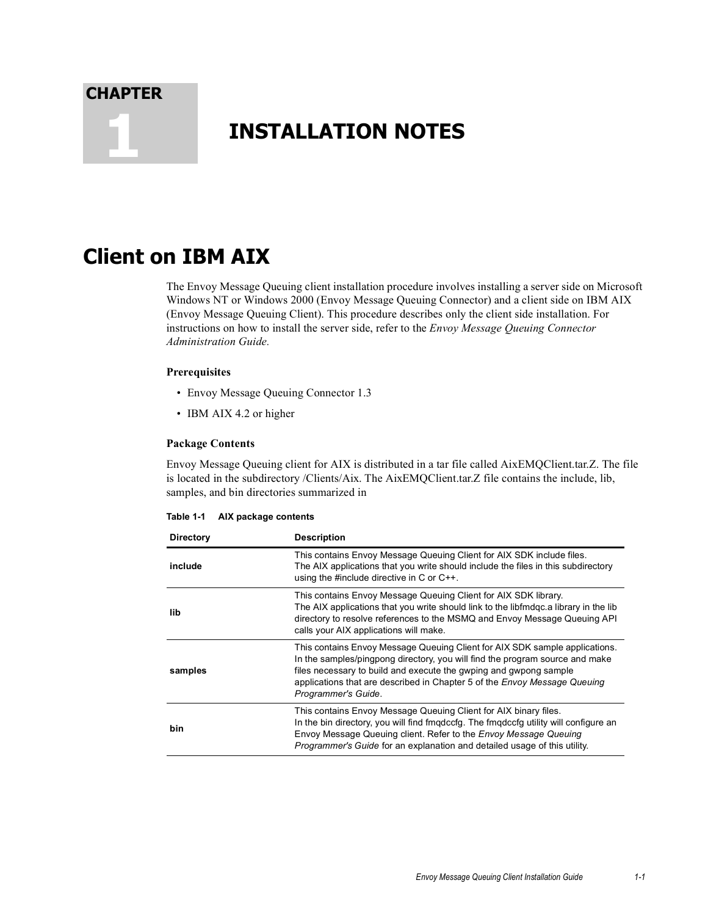# CHAPTER 1

# INSTALLATION NOTES

## Client on IBM AIX

The Envoy Message Queuing client installation procedure involves installing a server side on Microsoft Windows NT or Windows 2000 (Envoy Message Queuing Connector) and a client side on IBM AIX (Envoy Message Queuing Client). This procedure describes only the client side installation. For instructions on how to install the server side, refer to the *Envoy Message Queuing Connector Administration Guide*.

### Prerequisites

- Envoy Message Queuing Connector 1.3
- IBM AIX 4.2 or higher

### Package Contents

Envoy Message Queuing client for AIX is distributed in a tar file called AixEMQClient.tar.Z. The file is located in the subdirectory /Clients/Aix. The AixEMQClient.tar.Z file contains the include, lib, samples, and bin directories summarized in

**Table 1-1 AIX package contents**

| Directory | Description |
|---|---|
| **include** | This contains Envoy Message Queuing Client for AIX SDK include files. The AIX applications that you write should include the files in this subdirectory using the #include directive in C or C++. |
| **lib** | This contains Envoy Message Queuing Client for AIX SDK library. The AIX applications that you write should link to the libfmdqc.a library in the lib directory to resolve references to the MSMQ and Envoy Message Queuing API calls your AIX applications will make. |
| **samples** | This contains Envoy Message Queuing Client for AIX SDK sample applications. In the samples/pingpong directory, you will find the program source and make files necessary to build and execute the gwping and gwpong sample applications that are described in Chapter 5 of the *Envoy Message Queuing Programmer's Guide*. |
| **bin** | This contains Envoy Message Queuing Client for AIX binary files. In the bin directory, you will find fmqdccfg. The fmqdccfg utility will configure an Envoy Message Queuing client. Refer to the *Envoy Message Queuing Programmer's Guide* for an explanation and detailed usage of this utility. |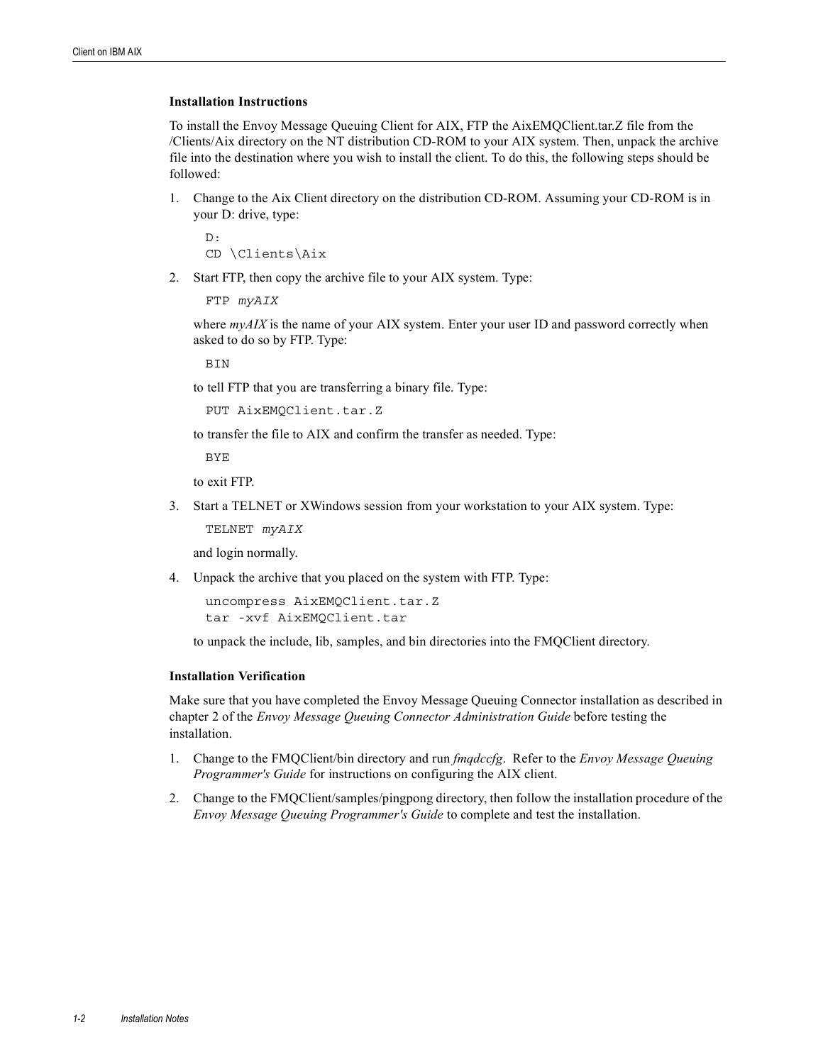### Installation Instructions

To install the Envoy Message Queuing Client for AIX, FTP the AixEMQClient.tar.Z file from the /Clients/Aix directory on the NT distribution CD-ROM to your AIX system. Then, unpack the archive file into the destination where you wish to install the client. To do this, the following steps should be followed:

1. Change to the Aix Client directory on the distribution CD-ROM. Assuming your CD-ROM is in your D: drive, type:

   ```
   D:
   CD \Clients\Aix
   ```

2. Start FTP, then copy the archive file to your AIX system. Type:

   ```
   FTP myAIX
   ```

   where *myAIX* is the name of your AIX system. Enter your user ID and password correctly when asked to do so by FTP. Type:

   ```
   BIN
   ```

   to tell FTP that you are transferring a binary file. Type:

   ```
   PUT AixEMQClient.tar.Z
   ```

   to transfer the file to AIX and confirm the transfer as needed. Type:

   ```
   BYE
   ```

   to exit FTP.

3. Start a TELNET or XWindows session from your workstation to your AIX system. Type:

   ```
   TELNET myAIX
   ```

   and login normally.

4. Unpack the archive that you placed on the system with FTP. Type:

   ```
   uncompress AixEMQClient.tar.Z
   tar -xvf AixEMQClient.tar
   ```

   to unpack the include, lib, samples, and bin directories into the FMQClient directory.

### Installation Verification

Make sure that you have completed the Envoy Message Queuing Connector installation as described in chapter 2 of the *Envoy Message Queuing Connector Administration Guide* before testing the installation.

1. Change to the FMQClient/bin directory and run *fmqdccfg*. Refer to the *Envoy Message Queuing Programmer's Guide* for instructions on configuring the AIX client.
2. Change to the FMQClient/samples/pingpong directory, then follow the installation procedure of the *Envoy Message Queuing Programmer's Guide* to complete and test the installation.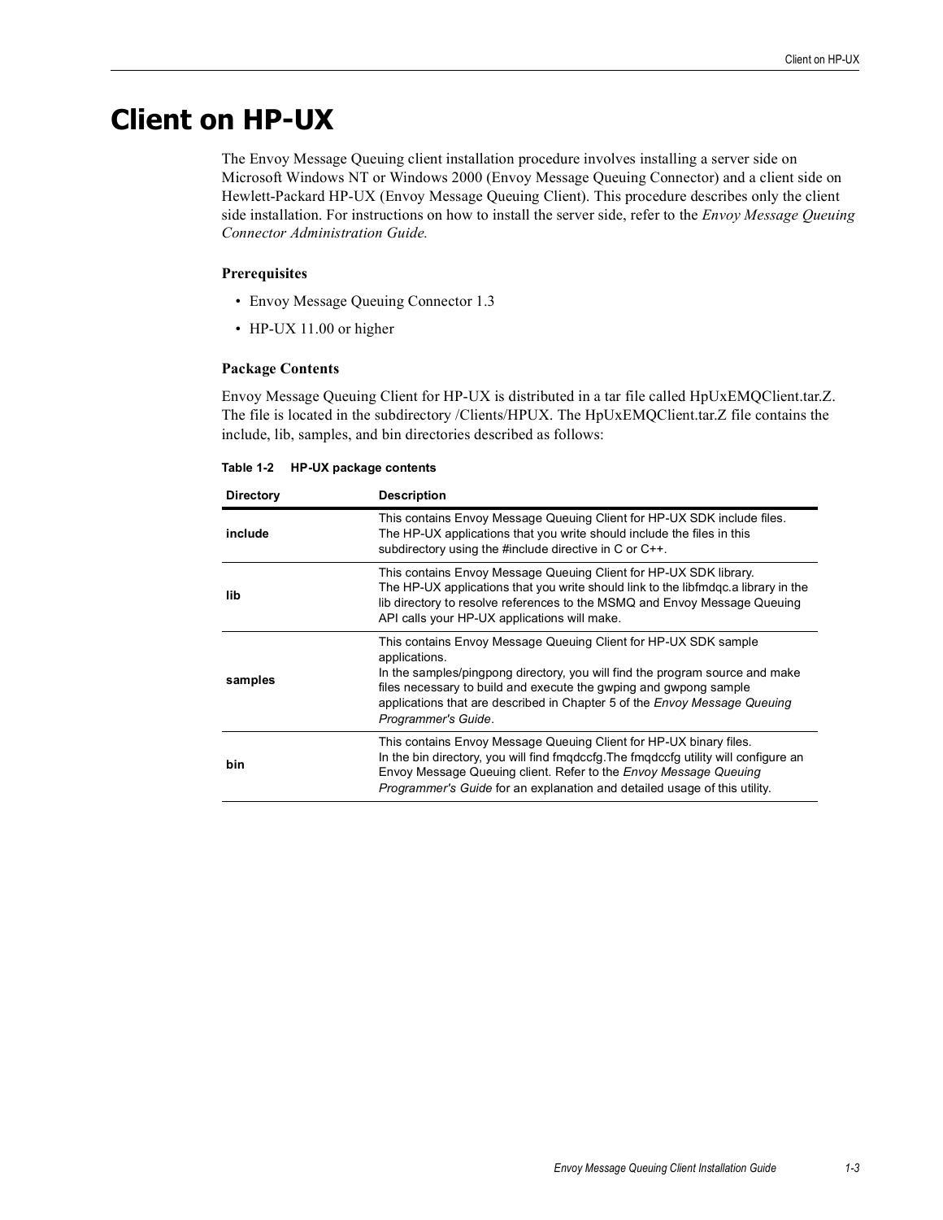# Client on HP-UX

The Envoy Message Queuing client installation procedure involves installing a server side on Microsoft Windows NT or Windows 2000 (Envoy Message Queuing Connector) and a client side on Hewlett-Packard HP-UX (Envoy Message Queuing Client). This procedure describes only the client side installation. For instructions on how to install the server side, refer to the *Envoy Message Queuing Connector Administration Guide.*

### Prerequisites

- Envoy Message Queuing Connector 1.3
- HP-UX 11.00 or higher

### Package Contents

Envoy Message Queuing Client for HP-UX is distributed in a tar file called HpUxEMQClient.tar.Z. The file is located in the subdirectory /Clients/HPUX. The HpUxEMQClient.tar.Z file contains the include, lib, samples, and bin directories described as follows:

**Table 1-2 HP-UX package contents**

| Directory | Description |
|---|---|
| **include** | This contains Envoy Message Queuing Client for HP-UX SDK include files. The HP-UX applications that you write should include the files in this subdirectory using the #include directive in C or C++. |
| **lib** | This contains Envoy Message Queuing Client for HP-UX SDK library. The HP-UX applications that you write should link to the libfmdqc.a library in the lib directory to resolve references to the MSMQ and Envoy Message Queuing API calls your HP-UX applications will make. |
| **samples** | This contains Envoy Message Queuing Client for HP-UX SDK sample applications. In the samples/pingpong directory, you will find the program source and make files necessary to build and execute the gwping and gwpong sample applications that are described in Chapter 5 of the *Envoy Message Queuing Programmer's Guide*. |
| **bin** | This contains Envoy Message Queuing Client for HP-UX binary files. In the bin directory, you will find fmqdccfg.The fmqdccfg utility will configure an Envoy Message Queuing client. Refer to the *Envoy Message Queuing Programmer's Guide* for an explanation and detailed usage of this utility. |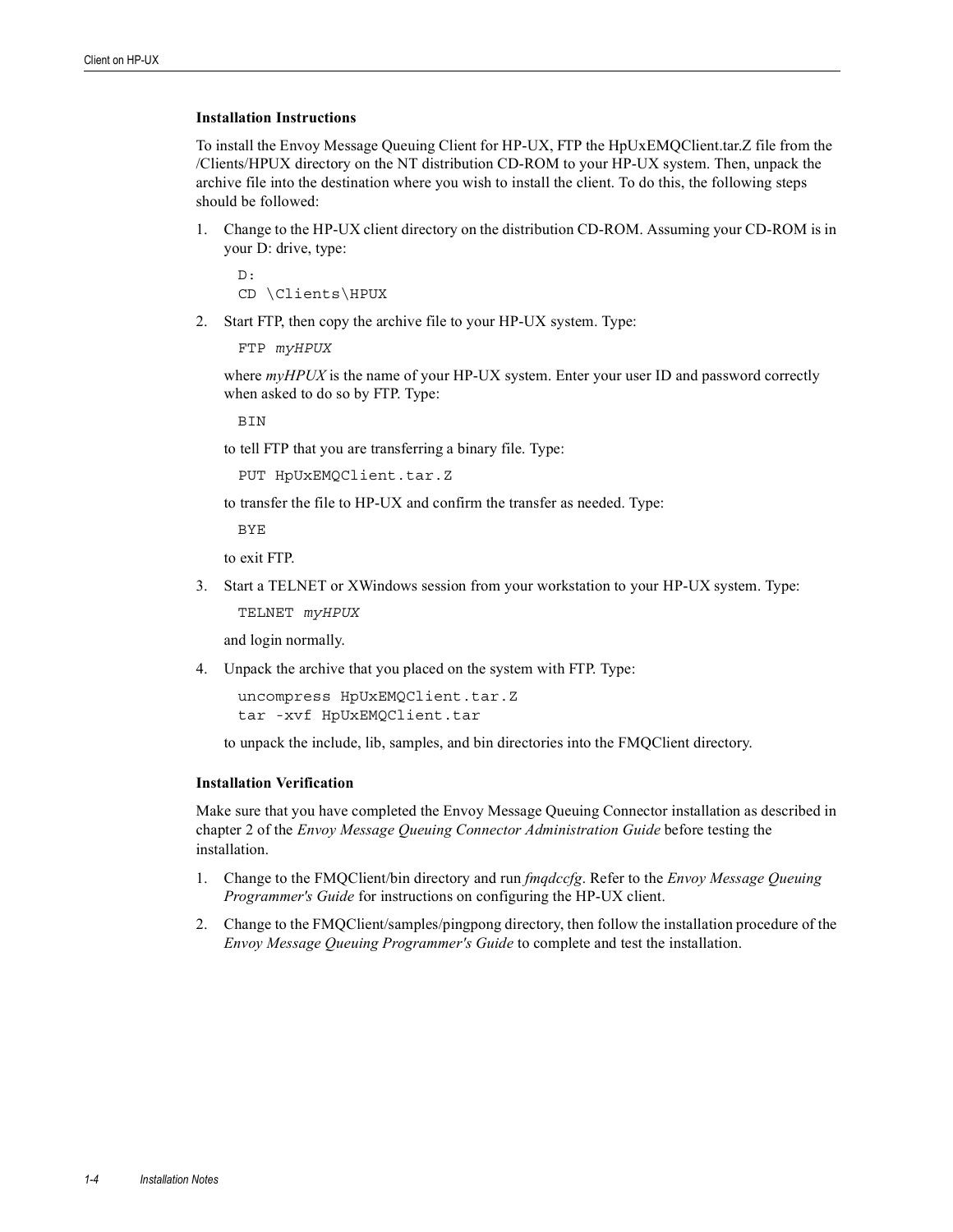### Installation Instructions

To install the Envoy Message Queuing Client for HP-UX, FTP the HpUxEMQClient.tar.Z file from the /Clients/HPUX directory on the NT distribution CD-ROM to your HP-UX system. Then, unpack the archive file into the destination where you wish to install the client. To do this, the following steps should be followed:

1. Change to the HP-UX client directory on the distribution CD-ROM. Assuming your CD-ROM is in your D: drive, type:

   ```
   D:
   CD \Clients\HPUX
   ```

2. Start FTP, then copy the archive file to your HP-UX system. Type:

   ```
   FTP myHPUX
   ```

   where *myHPUX* is the name of your HP-UX system. Enter your user ID and password correctly when asked to do so by FTP. Type:

   ```
   BIN
   ```

   to tell FTP that you are transferring a binary file. Type:

   ```
   PUT HpUxEMQClient.tar.Z
   ```

   to transfer the file to HP-UX and confirm the transfer as needed. Type:

   ```
   BYE
   ```

   to exit FTP.

3. Start a TELNET or XWindows session from your workstation to your HP-UX system. Type:

   ```
   TELNET myHPUX
   ```

   and login normally.

4. Unpack the archive that you placed on the system with FTP. Type:

   ```
   uncompress HpUxEMQClient.tar.Z
   tar -xvf HpUxEMQClient.tar
   ```

   to unpack the include, lib, samples, and bin directories into the FMQClient directory.

### Installation Verification

Make sure that you have completed the Envoy Message Queuing Connector installation as described in chapter 2 of the *Envoy Message Queuing Connector Administration Guide* before testing the installation.

1. Change to the FMQClient/bin directory and run *fmqdccfg*. Refer to the *Envoy Message Queuing Programmer's Guide* for instructions on configuring the HP-UX client.
2. Change to the FMQClient/samples/pingpong directory, then follow the installation procedure of the *Envoy Message Queuing Programmer's Guide* to complete and test the installation.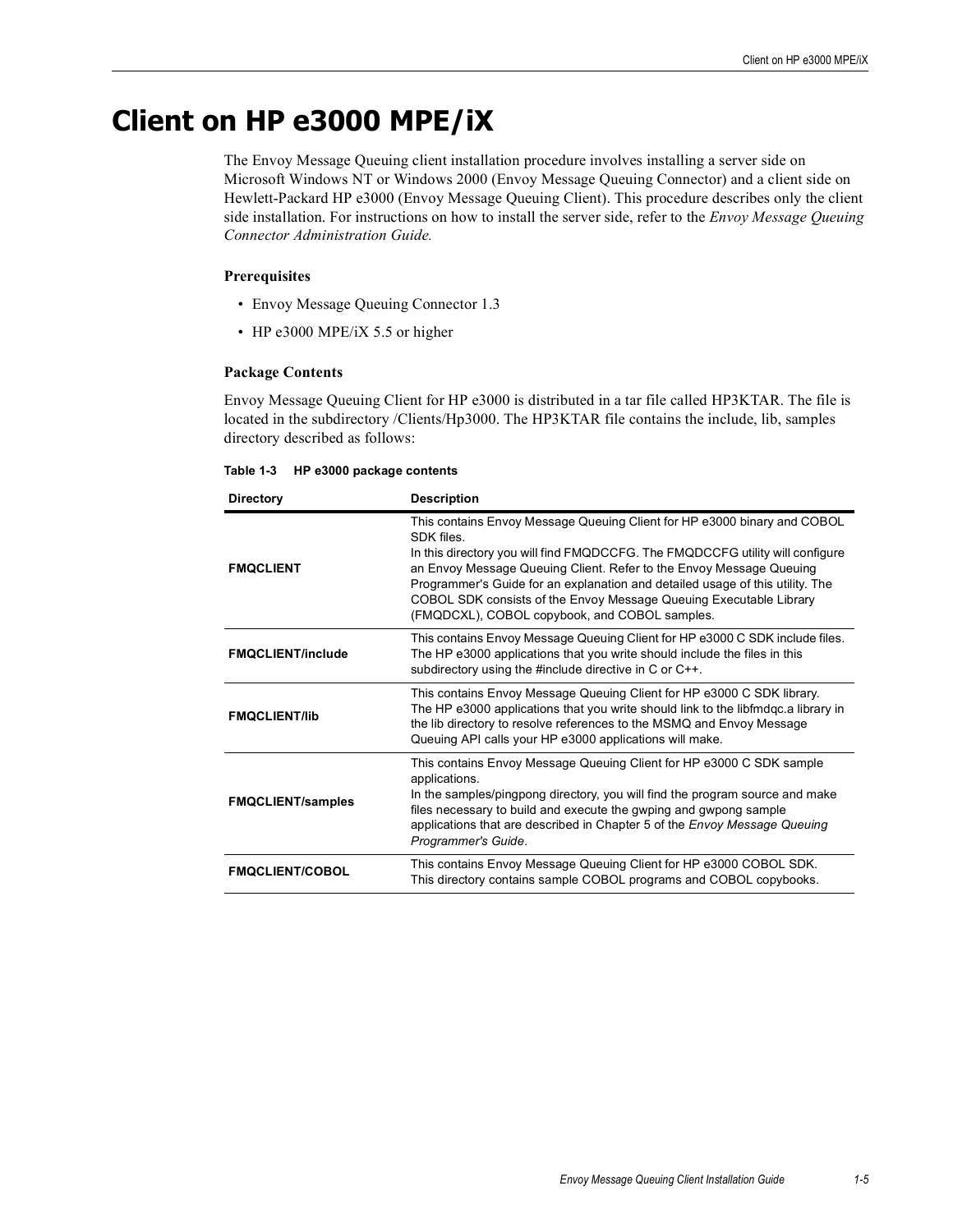# Client on HP e3000 MPE/iX

The Envoy Message Queuing client installation procedure involves installing a server side on Microsoft Windows NT or Windows 2000 (Envoy Message Queuing Connector) and a client side on Hewlett-Packard HP e3000 (Envoy Message Queuing Client). This procedure describes only the client side installation. For instructions on how to install the server side, refer to the *Envoy Message Queuing Connector Administration Guide.*

### Prerequisites

- Envoy Message Queuing Connector 1.3
- HP e3000 MPE/iX 5.5 or higher

### Package Contents

Envoy Message Queuing Client for HP e3000 is distributed in a tar file called HP3KTAR. The file is located in the subdirectory /Clients/Hp3000. The HP3KTAR file contains the include, lib, samples directory described as follows:

**Table 1-3 HP e3000 package contents**

| Directory | Description |
|---|---|
| **FMQCLIENT** | This contains Envoy Message Queuing Client for HP e3000 binary and COBOL SDK files.<br>In this directory you will find FMQDCCFG. The FMQDCCFG utility will configure an Envoy Message Queuing Client. Refer to the Envoy Message Queuing Programmer's Guide for an explanation and detailed usage of this utility. The COBOL SDK consists of the Envoy Message Queuing Executable Library (FMQDCXL), COBOL copybook, and COBOL samples. |
| **FMQCLIENT/include** | This contains Envoy Message Queuing Client for HP e3000 C SDK include files. The HP e3000 applications that you write should include the files in this subdirectory using the #include directive in C or C++. |
| **FMQCLIENT/lib** | This contains Envoy Message Queuing Client for HP e3000 C SDK library. The HP e3000 applications that you write should link to the libfmdqc.a library in the lib directory to resolve references to the MSMQ and Envoy Message Queuing API calls your HP e3000 applications will make. |
| **FMQCLIENT/samples** | This contains Envoy Message Queuing Client for HP e3000 C SDK sample applications.<br>In the samples/pingpong directory, you will find the program source and make files necessary to build and execute the gwping and gwpong sample applications that are described in Chapter 5 of the *Envoy Message Queuing Programmer's Guide*. |
| **FMQCLIENT/COBOL** | This contains Envoy Message Queuing Client for HP e3000 COBOL SDK. This directory contains sample COBOL programs and COBOL copybooks. |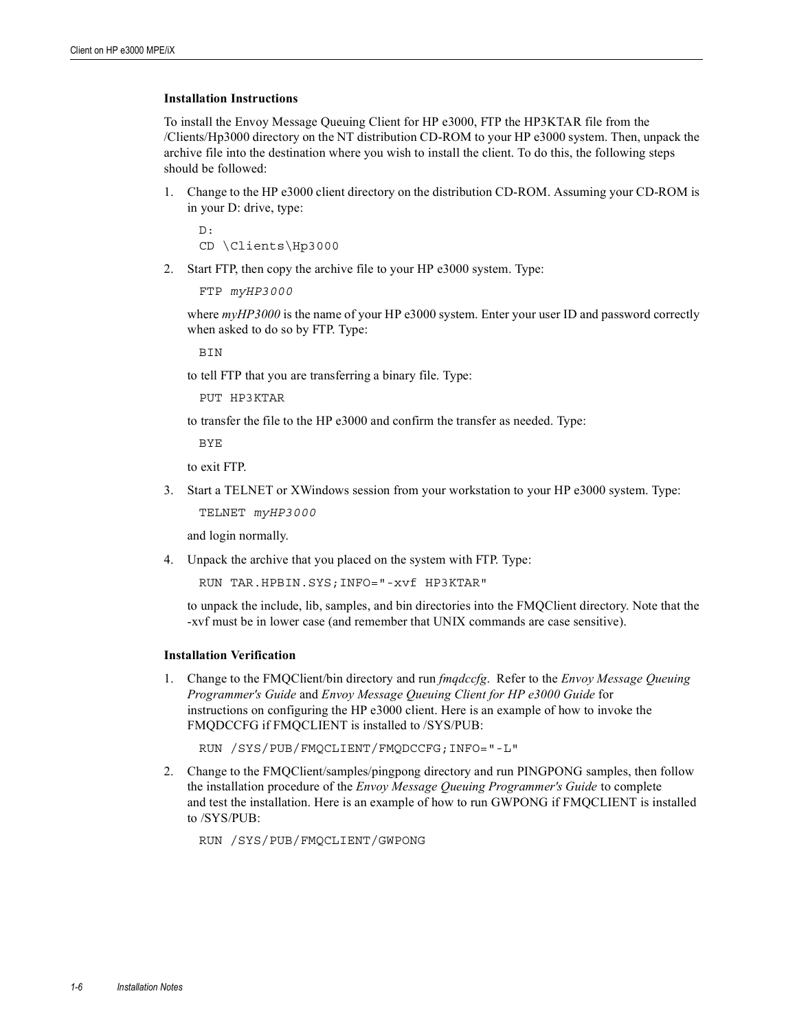### Installation Instructions

To install the Envoy Message Queuing Client for HP e3000, FTP the HP3KTAR file from the /Clients/Hp3000 directory on the NT distribution CD-ROM to your HP e3000 system. Then, unpack the archive file into the destination where you wish to install the client. To do this, the following steps should be followed:

1. Change to the HP e3000 client directory on the distribution CD-ROM. Assuming your CD-ROM is in your D: drive, type:

   ```
   D:
   CD \Clients\Hp3000
   ```

2. Start FTP, then copy the archive file to your HP e3000 system. Type:

   ```
   FTP myHP3000
   ```

   where *myHP3000* is the name of your HP e3000 system. Enter your user ID and password correctly when asked to do so by FTP. Type:

   ```
   BIN
   ```

   to tell FTP that you are transferring a binary file. Type:

   ```
   PUT HP3KTAR
   ```

   to transfer the file to the HP e3000 and confirm the transfer as needed. Type:

   ```
   BYE
   ```

   to exit FTP.

3. Start a TELNET or XWindows session from your workstation to your HP e3000 system. Type:

   ```
   TELNET myHP3000
   ```

   and login normally.

4. Unpack the archive that you placed on the system with FTP. Type:

   ```
   RUN TAR.HPBIN.SYS;INFO="-xvf HP3KTAR"
   ```

   to unpack the include, lib, samples, and bin directories into the FMQClient directory. Note that the -xvf must be in lower case (and remember that UNIX commands are case sensitive).

### Installation Verification

1. Change to the FMQClient/bin directory and run *fmqdccfg*. Refer to the *Envoy Message Queuing Programmer's Guide* and *Envoy Message Queuing Client for HP e3000 Guide* for instructions on configuring the HP e3000 client. Here is an example of how to invoke the FMQDCCFG if FMQCLIENT is installed to /SYS/PUB:

   ```
   RUN /SYS/PUB/FMQCLIENT/FMQDCCFG;INFO="-L"
   ```

2. Change to the FMQClient/samples/pingpong directory and run PINGPONG samples, then follow the installation procedure of the *Envoy Message Queuing Programmer's Guide* to complete and test the installation. Here is an example of how to run GWPONG if FMQCLIENT is installed to /SYS/PUB:

   ```
   RUN /SYS/PUB/FMQCLIENT/GWPONG
   ```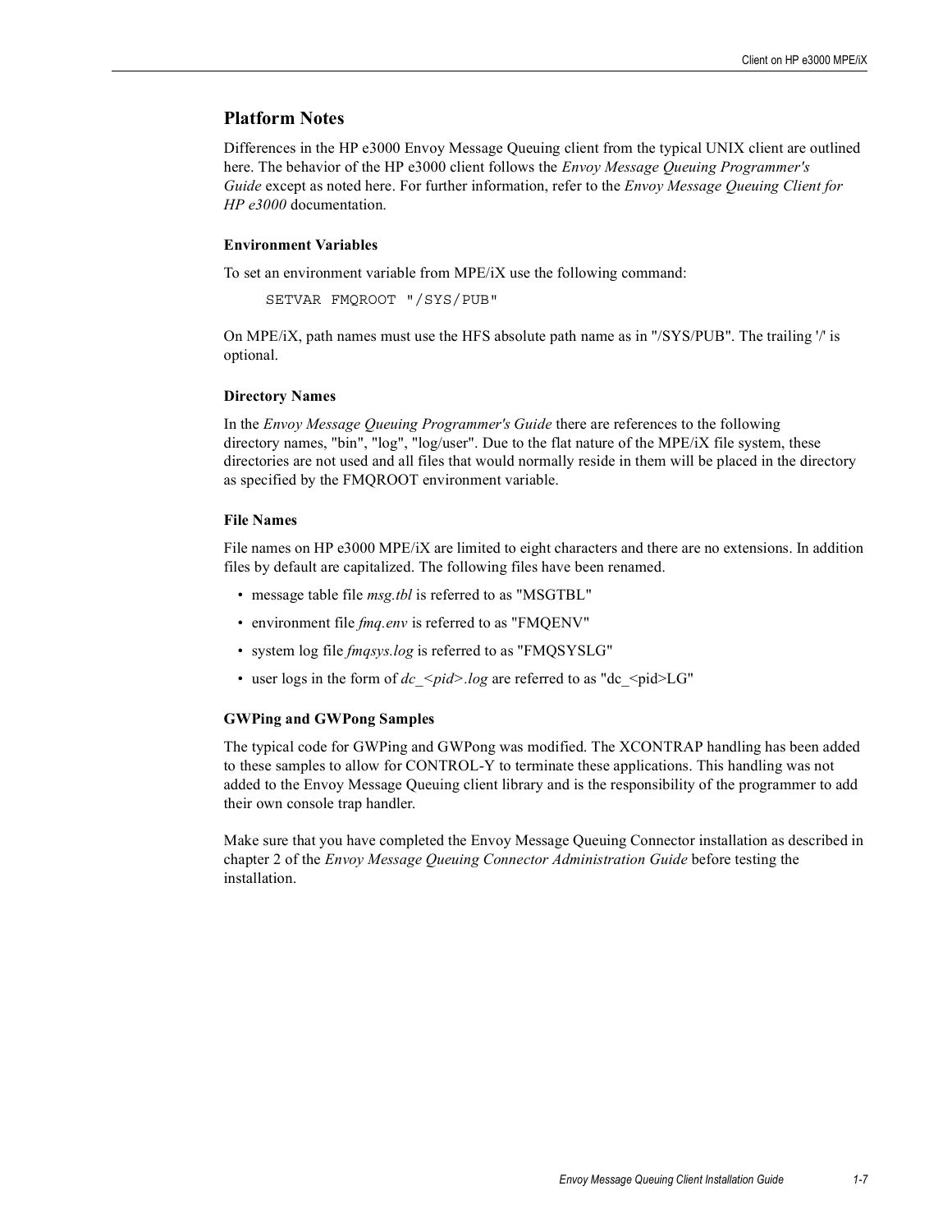## Platform Notes

Differences in the HP e3000 Envoy Message Queuing client from the typical UNIX client are outlined here. The behavior of the HP e3000 client follows the *Envoy Message Queuing Programmer's Guide* except as noted here. For further information, refer to the *Envoy Message Queuing Client for HP e3000* documentation.

### Environment Variables

To set an environment variable from MPE/iX use the following command:

```
SETVAR FMQROOT "/SYS/PUB"
```

On MPE/iX, path names must use the HFS absolute path name as in "/SYS/PUB". The trailing '/' is optional.

### Directory Names

In the *Envoy Message Queuing Programmer's Guide* there are references to the following directory names, "bin", "log", "log/user". Due to the flat nature of the MPE/iX file system, these directories are not used and all files that would normally reside in them will be placed in the directory as specified by the FMQROOT environment variable.

### File Names

File names on HP e3000 MPE/iX are limited to eight characters and there are no extensions. In addition files by default are capitalized. The following files have been renamed.

- message table file *msg.tbl* is referred to as "MSGTBL"
- environment file *fmq.env* is referred to as "FMQENV"
- system log file *fmqsys.log* is referred to as "FMQSYSLG"
- user logs in the form of *dc_<pid>.log* are referred to as "dc_<pid>LG"

### GWPing and GWPong Samples

The typical code for GWPing and GWPong was modified. The XCONTRAP handling has been added to these samples to allow for CONTROL-Y to terminate these applications. This handling was not added to the Envoy Message Queuing client library and is the responsibility of the programmer to add their own console trap handler.

Make sure that you have completed the Envoy Message Queuing Connector installation as described in chapter 2 of the *Envoy Message Queuing Connector Administration Guide* before testing the installation.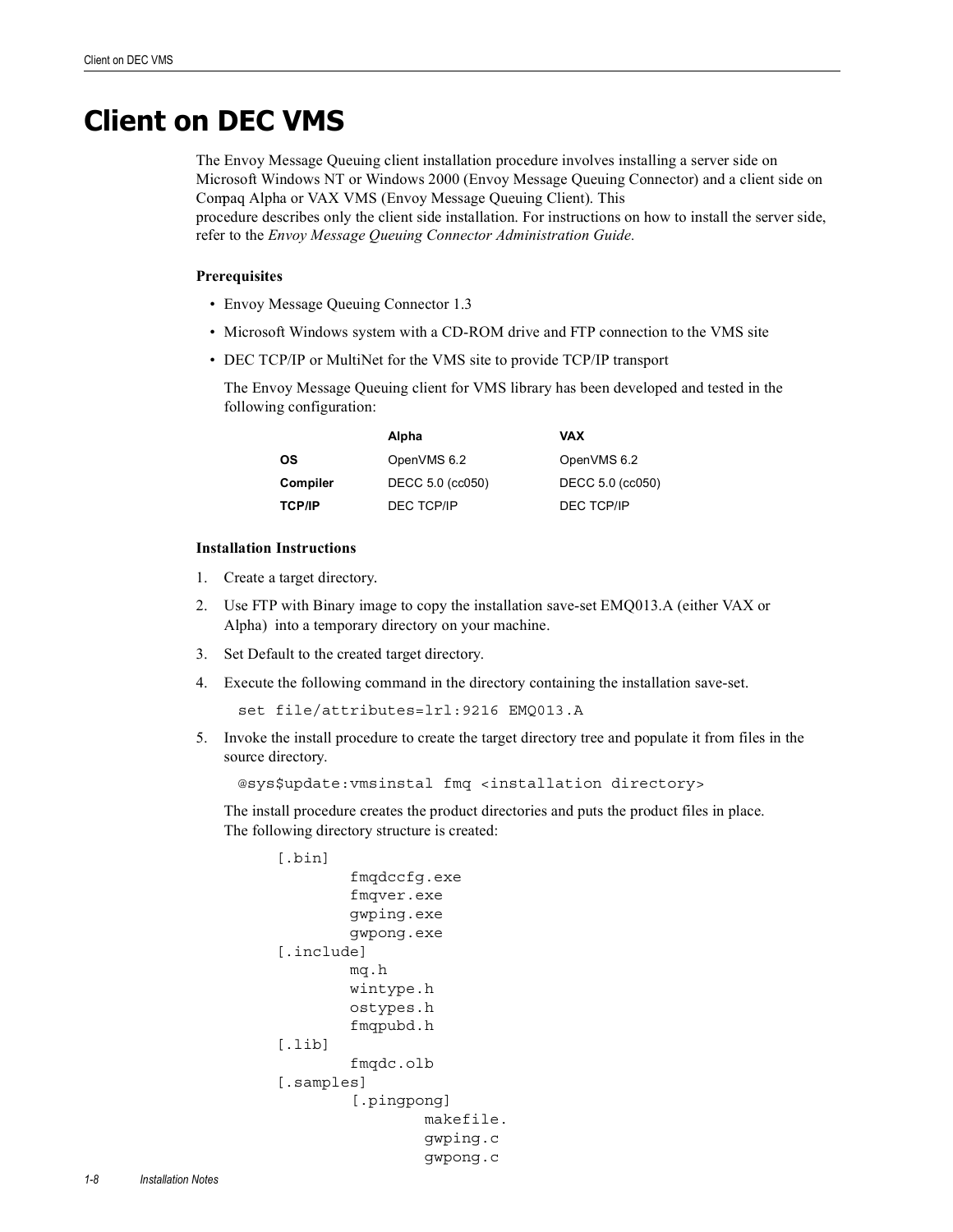# Client on DEC VMS

The Envoy Message Queuing client installation procedure involves installing a server side on Microsoft Windows NT or Windows 2000 (Envoy Message Queuing Connector) and a client side on Compaq Alpha or VAX VMS (Envoy Message Queuing Client). This procedure describes only the client side installation. For instructions on how to install the server side, refer to the *Envoy Message Queuing Connector Administration Guide.*

**Prerequisites**

- Envoy Message Queuing Connector 1.3
- Microsoft Windows system with a CD-ROM drive and FTP connection to the VMS site
- DEC TCP/IP or MultiNet for the VMS site to provide TCP/IP transport

  The Envoy Message Queuing client for VMS library has been developed and tested in the following configuration:

| | Alpha | VAX |
|---|---|---|
| **OS** | OpenVMS 6.2 | OpenVMS 6.2 |
| **Compiler** | DECC 5.0 (cc050) | DECC 5.0 (cc050) |
| **TCP/IP** | DEC TCP/IP | DEC TCP/IP |

**Installation Instructions**

1. Create a target directory.
2. Use FTP with Binary image to copy the installation save-set EMQ013.A (either VAX or Alpha) into a temporary directory on your machine.
3. Set Default to the created target directory.
4. Execute the following command in the directory containing the installation save-set.

   ```
   set file/attributes=lrl:9216 EMQ013.A
   ```

5. Invoke the install procedure to create the target directory tree and populate it from files in the source directory.

   ```
   @sys$update:vmsinstal fmq <installation directory>
   ```

   The install procedure creates the product directories and puts the product files in place. The following directory structure is created:

   ```
   [.bin]
           fmqdccfg.exe
           fmqver.exe
           gwping.exe
           gwpong.exe
   [.include]
           mq.h
           wintype.h
           ostypes.h
           fmqpubd.h
   [.lib]
           fmqdc.olb
   [.samples]
           [.pingpong]
                   makefile.
                   gwping.c
                   gwpong.c
   ```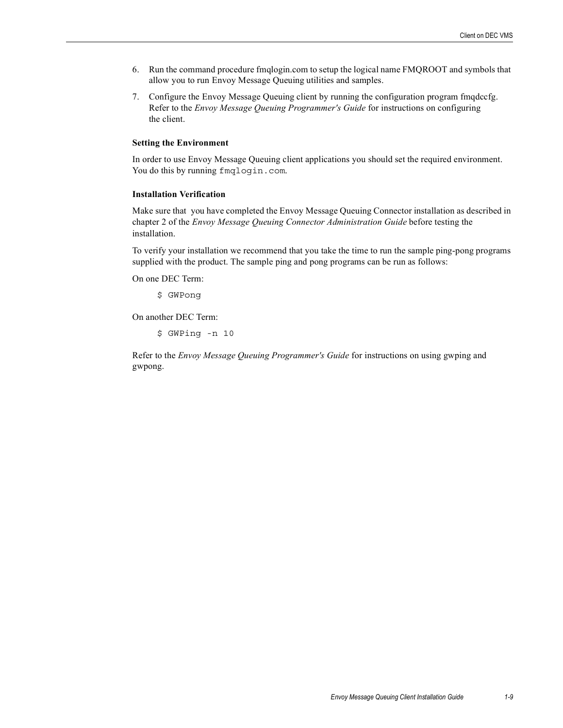6. Run the command procedure fmqlogin.com to setup the logical name FMQROOT and symbols that allow you to run Envoy Message Queuing utilities and samples.
7. Configure the Envoy Message Queuing client by running the configuration program fmqdccfg. Refer to the *Envoy Message Queuing Programmer's Guide* for instructions on configuring the client.

**Setting the Environment**

In order to use Envoy Message Queuing client applications you should set the required environment. You do this by running `fmqlogin.com`.

**Installation Verification**

Make sure that you have completed the Envoy Message Queuing Connector installation as described in chapter 2 of the *Envoy Message Queuing Connector Administration Guide* before testing the installation.

To verify your installation we recommend that you take the time to run the sample ping-pong programs supplied with the product. The sample ping and pong programs can be run as follows:

On one DEC Term:

```
$ GWPong
```

On another DEC Term:

```
$ GWPing -n 10
```

Refer to the *Envoy Message Queuing Programmer's Guide* for instructions on using gwping and gwpong.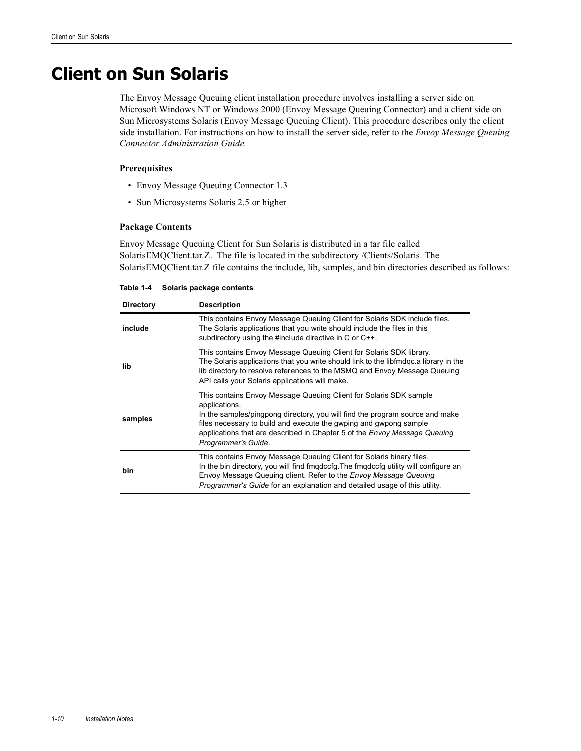# Client on Sun Solaris

The Envoy Message Queuing client installation procedure involves installing a server side on Microsoft Windows NT or Windows 2000 (Envoy Message Queuing Connector) and a client side on Sun Microsystems Solaris (Envoy Message Queuing Client). This procedure describes only the client side installation. For instructions on how to install the server side, refer to the *Envoy Message Queuing Connector Administration Guide.*

### Prerequisites

- Envoy Message Queuing Connector 1.3
- Sun Microsystems Solaris 2.5 or higher

### Package Contents

Envoy Message Queuing Client for Sun Solaris is distributed in a tar file called SolarisEMQClient.tar.Z. The file is located in the subdirectory /Clients/Solaris. The SolarisEMQClient.tar.Z file contains the include, lib, samples, and bin directories described as follows:

**Table 1-4 Solaris package contents**

| Directory | Description |
|---|---|
| **include** | This contains Envoy Message Queuing Client for Solaris SDK include files. The Solaris applications that you write should include the files in this subdirectory using the #include directive in C or C++. |
| **lib** | This contains Envoy Message Queuing Client for Solaris SDK library. The Solaris applications that you write should link to the libfmdqc.a library in the lib directory to resolve references to the MSMQ and Envoy Message Queuing API calls your Solaris applications will make. |
| **samples** | This contains Envoy Message Queuing Client for Solaris SDK sample applications. In the samples/pingpong directory, you will find the program source and make files necessary to build and execute the gwping and gwpong sample applications that are described in Chapter 5 of the *Envoy Message Queuing Programmer's Guide*. |
| **bin** | This contains Envoy Message Queuing Client for Solaris binary files. In the bin directory, you will find fmqdccfg.The fmqdccfg utility will configure an Envoy Message Queuing client. Refer to the *Envoy Message Queuing Programmer's Guide* for an explanation and detailed usage of this utility. |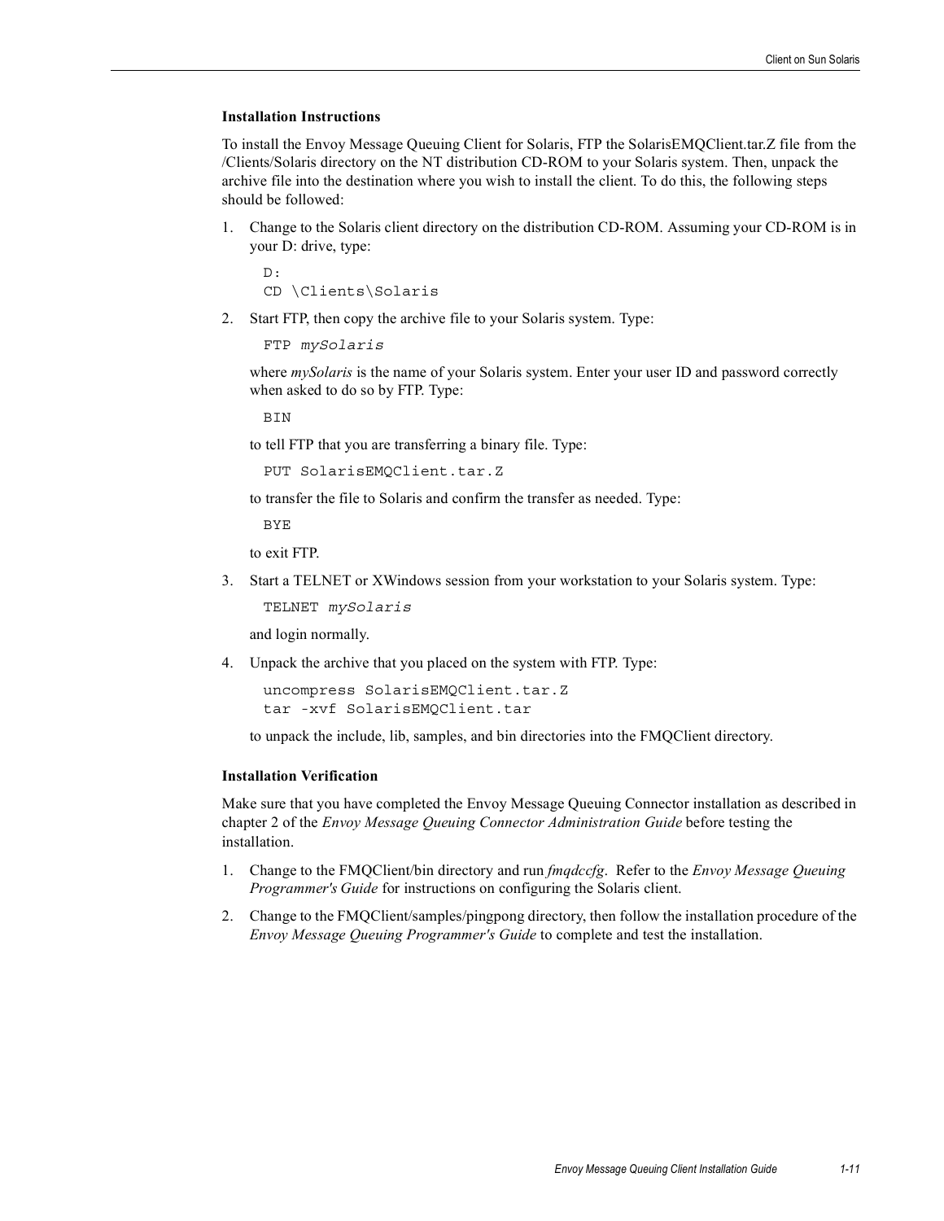### Installation Instructions

To install the Envoy Message Queuing Client for Solaris, FTP the SolarisEMQClient.tar.Z file from the /Clients/Solaris directory on the NT distribution CD-ROM to your Solaris system. Then, unpack the archive file into the destination where you wish to install the client. To do this, the following steps should be followed:

1. Change to the Solaris client directory on the distribution CD-ROM. Assuming your CD-ROM is in your D: drive, type:

   ```
   D:
   CD \Clients\Solaris
   ```

2. Start FTP, then copy the archive file to your Solaris system. Type:

   ```
   FTP mySolaris
   ```

   where *mySolaris* is the name of your Solaris system. Enter your user ID and password correctly when asked to do so by FTP. Type:

   ```
   BIN
   ```

   to tell FTP that you are transferring a binary file. Type:

   ```
   PUT SolarisEMQClient.tar.Z
   ```

   to transfer the file to Solaris and confirm the transfer as needed. Type:

   ```
   BYE
   ```

   to exit FTP.

3. Start a TELNET or XWindows session from your workstation to your Solaris system. Type:

   ```
   TELNET mySolaris
   ```

   and login normally.

4. Unpack the archive that you placed on the system with FTP. Type:

   ```
   uncompress SolarisEMQClient.tar.Z
   tar -xvf SolarisEMQClient.tar
   ```

   to unpack the include, lib, samples, and bin directories into the FMQClient directory.

### Installation Verification

Make sure that you have completed the Envoy Message Queuing Connector installation as described in chapter 2 of the *Envoy Message Queuing Connector Administration Guide* before testing the installation.

1. Change to the FMQClient/bin directory and run *fmqdccfg*. Refer to the *Envoy Message Queuing Programmer's Guide* for instructions on configuring the Solaris client.
2. Change to the FMQClient/samples/pingpong directory, then follow the installation procedure of the *Envoy Message Queuing Programmer's Guide* to complete and test the installation.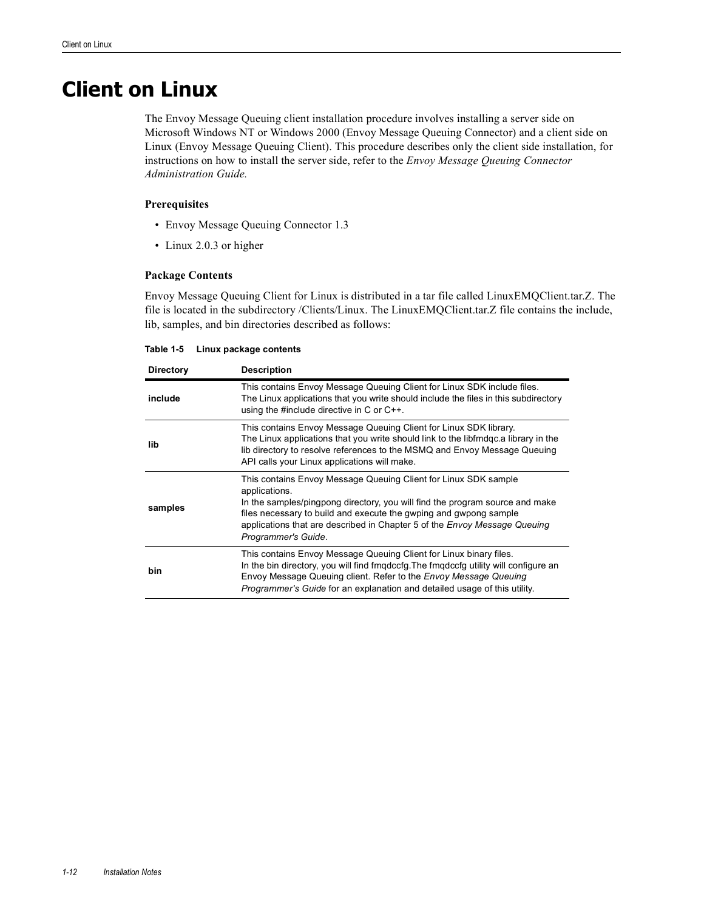# Client on Linux

The Envoy Message Queuing client installation procedure involves installing a server side on Microsoft Windows NT or Windows 2000 (Envoy Message Queuing Connector) and a client side on Linux (Envoy Message Queuing Client). This procedure describes only the client side installation, for instructions on how to install the server side, refer to the *Envoy Message Queuing Connector Administration Guide.*

### Prerequisites

- Envoy Message Queuing Connector 1.3
- Linux 2.0.3 or higher

### Package Contents

Envoy Message Queuing Client for Linux is distributed in a tar file called LinuxEMQClient.tar.Z. The file is located in the subdirectory /Clients/Linux. The LinuxEMQClient.tar.Z file contains the include, lib, samples, and bin directories described as follows:

**Table 1-5 Linux package contents**

| Directory | Description |
|---|---|
| **include** | This contains Envoy Message Queuing Client for Linux SDK include files. The Linux applications that you write should include the files in this subdirectory using the #include directive in C or C++. |
| **lib** | This contains Envoy Message Queuing Client for Linux SDK library. The Linux applications that you write should link to the libfmdqc.a library in the lib directory to resolve references to the MSMQ and Envoy Message Queuing API calls your Linux applications will make. |
| **samples** | This contains Envoy Message Queuing Client for Linux SDK sample applications. In the samples/pingpong directory, you will find the program source and make files necessary to build and execute the gwping and gwpong sample applications that are described in Chapter 5 of the *Envoy Message Queuing Programmer's Guide*. |
| **bin** | This contains Envoy Message Queuing Client for Linux binary files. In the bin directory, you will find fmqdccfg.The fmqdccfg utility will configure an Envoy Message Queuing client. Refer to the *Envoy Message Queuing Programmer's Guide* for an explanation and detailed usage of this utility. |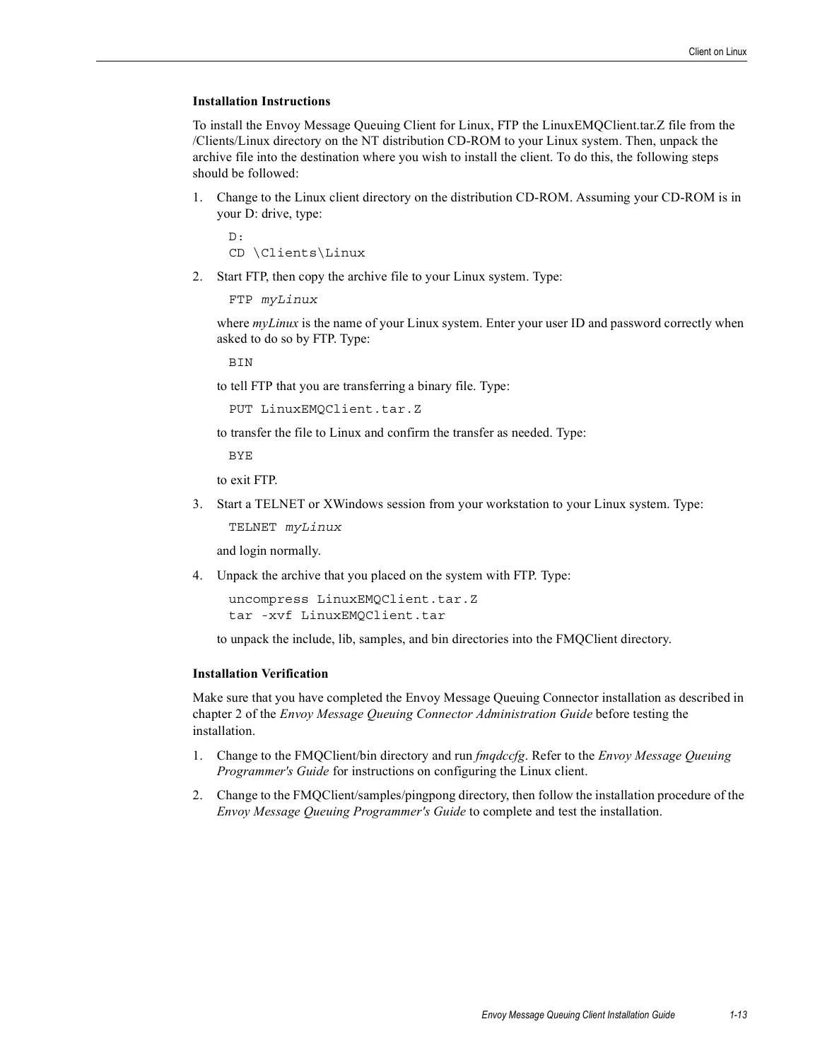### Installation Instructions

To install the Envoy Message Queuing Client for Linux, FTP the LinuxEMQClient.tar.Z file from the /Clients/Linux directory on the NT distribution CD-ROM to your Linux system. Then, unpack the archive file into the destination where you wish to install the client. To do this, the following steps should be followed:

1. Change to the Linux client directory on the distribution CD-ROM. Assuming your CD-ROM is in your D: drive, type:

   ```
   D:
   CD \Clients\Linux
   ```

2. Start FTP, then copy the archive file to your Linux system. Type:

   ```
   FTP myLinux
   ```

   where *myLinux* is the name of your Linux system. Enter your user ID and password correctly when asked to do so by FTP. Type:

   ```
   BIN
   ```

   to tell FTP that you are transferring a binary file. Type:

   ```
   PUT LinuxEMQClient.tar.Z
   ```

   to transfer the file to Linux and confirm the transfer as needed. Type:

   ```
   BYE
   ```

   to exit FTP.

3. Start a TELNET or XWindows session from your workstation to your Linux system. Type:

   ```
   TELNET myLinux
   ```

   and login normally.

4. Unpack the archive that you placed on the system with FTP. Type:

   ```
   uncompress LinuxEMQClient.tar.Z
   tar -xvf LinuxEMQClient.tar
   ```

   to unpack the include, lib, samples, and bin directories into the FMQClient directory.

### Installation Verification

Make sure that you have completed the Envoy Message Queuing Connector installation as described in chapter 2 of the *Envoy Message Queuing Connector Administration Guide* before testing the installation.

1. Change to the FMQClient/bin directory and run *fmqdccfg*. Refer to the *Envoy Message Queuing Programmer's Guide* for instructions on configuring the Linux client.
2. Change to the FMQClient/samples/pingpong directory, then follow the installation procedure of the *Envoy Message Queuing Programmer's Guide* to complete and test the installation.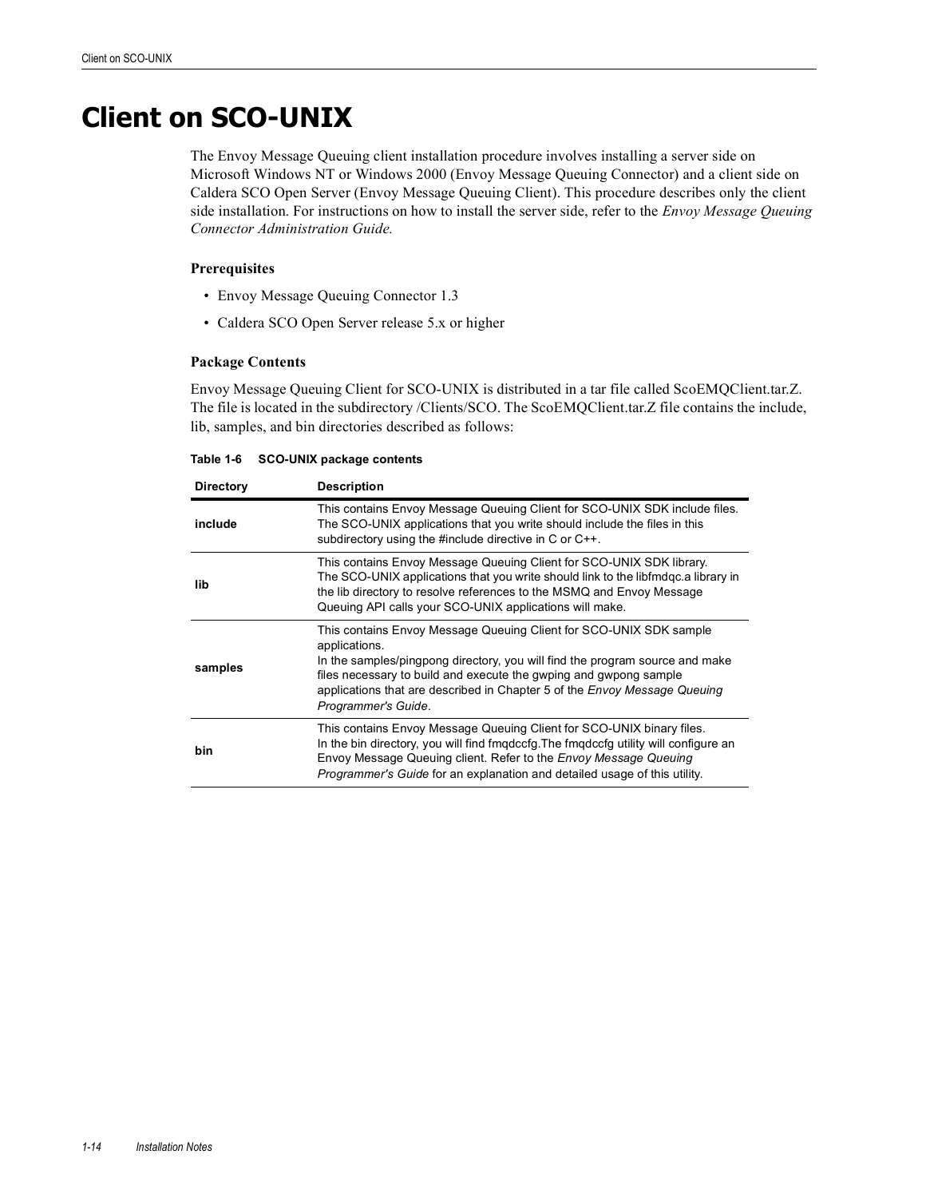# Client on SCO-UNIX

The Envoy Message Queuing client installation procedure involves installing a server side on Microsoft Windows NT or Windows 2000 (Envoy Message Queuing Connector) and a client side on Caldera SCO Open Server (Envoy Message Queuing Client). This procedure describes only the client side installation. For instructions on how to install the server side, refer to the *Envoy Message Queuing Connector Administration Guide.*

### Prerequisites

- Envoy Message Queuing Connector 1.3
- Caldera SCO Open Server release 5.x or higher

### Package Contents

Envoy Message Queuing Client for SCO-UNIX is distributed in a tar file called ScoEMQClient.tar.Z. The file is located in the subdirectory /Clients/SCO. The ScoEMQClient.tar.Z file contains the include, lib, samples, and bin directories described as follows:

**Table 1-6 SCO-UNIX package contents**

| Directory | Description |
|---|---|
| **include** | This contains Envoy Message Queuing Client for SCO-UNIX SDK include files. The SCO-UNIX applications that you write should include the files in this subdirectory using the #include directive in C or C++. |
| **lib** | This contains Envoy Message Queuing Client for SCO-UNIX SDK library. The SCO-UNIX applications that you write should link to the libfmdqc.a library in the lib directory to resolve references to the MSMQ and Envoy Message Queuing API calls your SCO-UNIX applications will make. |
| **samples** | This contains Envoy Message Queuing Client for SCO-UNIX SDK sample applications. In the samples/pingpong directory, you will find the program source and make files necessary to build and execute the gwping and gwpong sample applications that are described in Chapter 5 of the *Envoy Message Queuing Programmer's Guide*. |
| **bin** | This contains Envoy Message Queuing Client for SCO-UNIX binary files. In the bin directory, you will find fmqdccfg.The fmqdccfg utility will configure an Envoy Message Queuing client. Refer to the *Envoy Message Queuing Programmer's Guide* for an explanation and detailed usage of this utility. |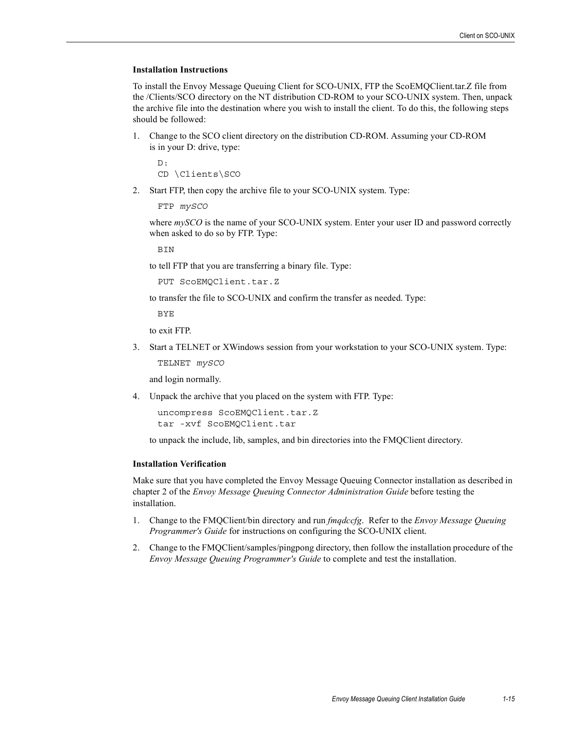### Installation Instructions

To install the Envoy Message Queuing Client for SCO-UNIX, FTP the ScoEMQClient.tar.Z file from the /Clients/SCO directory on the NT distribution CD-ROM to your SCO-UNIX system. Then, unpack the archive file into the destination where you wish to install the client. To do this, the following steps should be followed:

1. Change to the SCO client directory on the distribution CD-ROM. Assuming your CD-ROM is in your D: drive, type:

   ```
   D:
   CD \Clients\SCO
   ```

2. Start FTP, then copy the archive file to your SCO-UNIX system. Type:

   ```
   FTP mySCO
   ```

   where *mySCO* is the name of your SCO-UNIX system. Enter your user ID and password correctly when asked to do so by FTP. Type:

   ```
   BIN
   ```

   to tell FTP that you are transferring a binary file. Type:

   ```
   PUT ScoEMQClient.tar.Z
   ```

   to transfer the file to SCO-UNIX and confirm the transfer as needed. Type:

   ```
   BYE
   ```

   to exit FTP.

3. Start a TELNET or XWindows session from your workstation to your SCO-UNIX system. Type:

   ```
   TELNET mySCO
   ```

   and login normally.

4. Unpack the archive that you placed on the system with FTP. Type:

   ```
   uncompress ScoEMQClient.tar.Z
   tar -xvf ScoEMQClient.tar
   ```

   to unpack the include, lib, samples, and bin directories into the FMQClient directory.

### Installation Verification

Make sure that you have completed the Envoy Message Queuing Connector installation as described in chapter 2 of the *Envoy Message Queuing Connector Administration Guide* before testing the installation.

1. Change to the FMQClient/bin directory and run *fmqdccfg*. Refer to the *Envoy Message Queuing Programmer's Guide* for instructions on configuring the SCO-UNIX client.
2. Change to the FMQClient/samples/pingpong directory, then follow the installation procedure of the *Envoy Message Queuing Programmer's Guide* to complete and test the installation.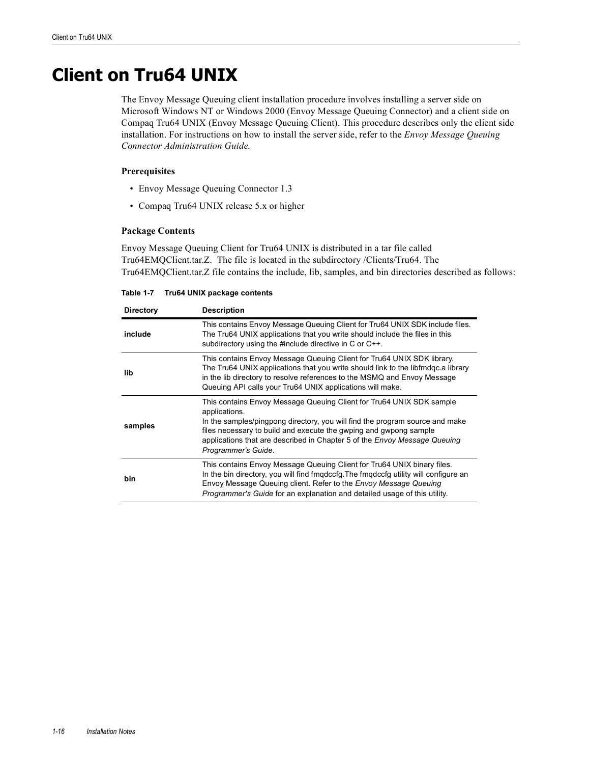# Client on Tru64 UNIX

The Envoy Message Queuing client installation procedure involves installing a server side on Microsoft Windows NT or Windows 2000 (Envoy Message Queuing Connector) and a client side on Compaq Tru64 UNIX (Envoy Message Queuing Client). This procedure describes only the client side installation. For instructions on how to install the server side, refer to the *Envoy Message Queuing Connector Administration Guide.*

**Prerequisites**

- Envoy Message Queuing Connector 1.3
- Compaq Tru64 UNIX release 5.x or higher

**Package Contents**

Envoy Message Queuing Client for Tru64 UNIX is distributed in a tar file called Tru64EMQClient.tar.Z. The file is located in the subdirectory /Clients/Tru64. The Tru64EMQClient.tar.Z file contains the include, lib, samples, and bin directories described as follows:

**Table 1-7 Tru64 UNIX package contents**

| Directory | Description |
|---|---|
| **include** | This contains Envoy Message Queuing Client for Tru64 UNIX SDK include files. The Tru64 UNIX applications that you write should include the files in this subdirectory using the #include directive in C or C++. |
| **lib** | This contains Envoy Message Queuing Client for Tru64 UNIX SDK library. The Tru64 UNIX applications that you write should link to the libfmdqc.a library in the lib directory to resolve references to the MSMQ and Envoy Message Queuing API calls your Tru64 UNIX applications will make. |
| **samples** | This contains Envoy Message Queuing Client for Tru64 UNIX SDK sample applications. In the samples/pingpong directory, you will find the program source and make files necessary to build and execute the gwping and gwpong sample applications that are described in Chapter 5 of the *Envoy Message Queuing Programmer's Guide*. |
| **bin** | This contains Envoy Message Queuing Client for Tru64 UNIX binary files. In the bin directory, you will find fmqdccfg.The fmqdccfg utility will configure an Envoy Message Queuing client. Refer to the *Envoy Message Queuing Programmer's Guide* for an explanation and detailed usage of this utility. |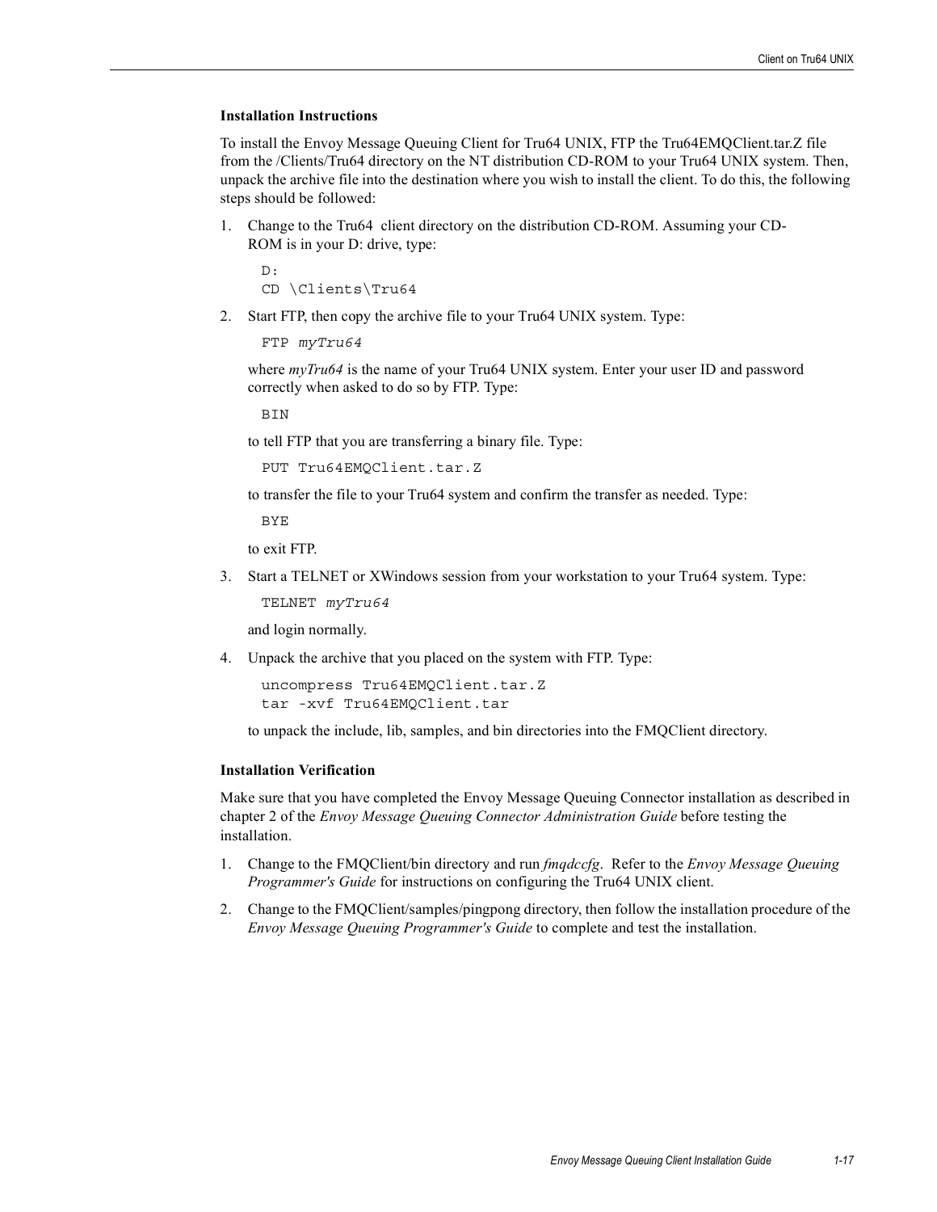### Installation Instructions

To install the Envoy Message Queuing Client for Tru64 UNIX, FTP the Tru64EMQClient.tar.Z file from the /Clients/Tru64 directory on the NT distribution CD-ROM to your Tru64 UNIX system. Then, unpack the archive file into the destination where you wish to install the client. To do this, the following steps should be followed:

1. Change to the Tru64 client directory on the distribution CD-ROM. Assuming your CD-ROM is in your D: drive, type:

   ```
   D:
   CD \Clients\Tru64
   ```

2. Start FTP, then copy the archive file to your Tru64 UNIX system. Type:

   ```
   FTP myTru64
   ```

   where *myTru64* is the name of your Tru64 UNIX system. Enter your user ID and password correctly when asked to do so by FTP. Type:

   ```
   BIN
   ```

   to tell FTP that you are transferring a binary file. Type:

   ```
   PUT Tru64EMQClient.tar.Z
   ```

   to transfer the file to your Tru64 system and confirm the transfer as needed. Type:

   ```
   BYE
   ```

   to exit FTP.

3. Start a TELNET or XWindows session from your workstation to your Tru64 system. Type:

   ```
   TELNET myTru64
   ```

   and login normally.

4. Unpack the archive that you placed on the system with FTP. Type:

   ```
   uncompress Tru64EMQClient.tar.Z
   tar -xvf Tru64EMQClient.tar
   ```

   to unpack the include, lib, samples, and bin directories into the FMQClient directory.

### Installation Verification

Make sure that you have completed the Envoy Message Queuing Connector installation as described in chapter 2 of the *Envoy Message Queuing Connector Administration Guide* before testing the installation.

1. Change to the FMQClient/bin directory and run *fmqdccfg*. Refer to the *Envoy Message Queuing Programmer's Guide* for instructions on configuring the Tru64 UNIX client.
2. Change to the FMQClient/samples/pingpong directory, then follow the installation procedure of the *Envoy Message Queuing Programmer's Guide* to complete and test the installation.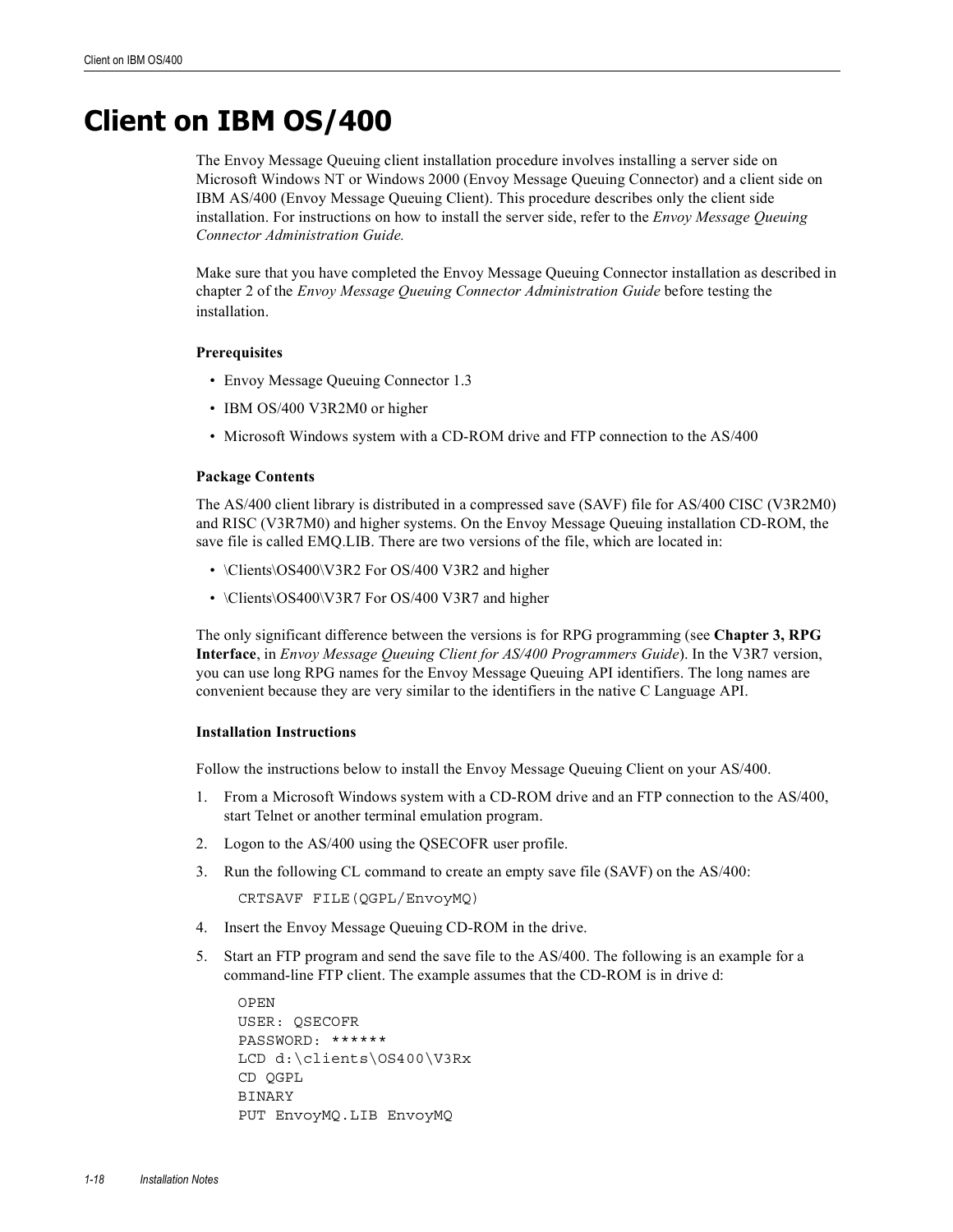# Client on IBM OS/400

The Envoy Message Queuing client installation procedure involves installing a server side on Microsoft Windows NT or Windows 2000 (Envoy Message Queuing Connector) and a client side on IBM AS/400 (Envoy Message Queuing Client). This procedure describes only the client side installation. For instructions on how to install the server side, refer to the *Envoy Message Queuing Connector Administration Guide.*

Make sure that you have completed the Envoy Message Queuing Connector installation as described in chapter 2 of the *Envoy Message Queuing Connector Administration Guide* before testing the installation.

**Prerequisites**

- Envoy Message Queuing Connector 1.3
- IBM OS/400 V3R2M0 or higher
- Microsoft Windows system with a CD-ROM drive and FTP connection to the AS/400

**Package Contents**

The AS/400 client library is distributed in a compressed save (SAVF) file for AS/400 CISC (V3R2M0) and RISC (V3R7M0) and higher systems. On the Envoy Message Queuing installation CD-ROM, the save file is called EMQ.LIB. There are two versions of the file, which are located in:

- \Clients\OS400\V3R2 For OS/400 V3R2 and higher
- \Clients\OS400\V3R7 For OS/400 V3R7 and higher

The only significant difference between the versions is for RPG programming (see **Chapter 3, RPG Interface**, in *Envoy Message Queuing Client for AS/400 Programmers Guide*). In the V3R7 version, you can use long RPG names for the Envoy Message Queuing API identifiers. The long names are convenient because they are very similar to the identifiers in the native C Language API.

**Installation Instructions**

Follow the instructions below to install the Envoy Message Queuing Client on your AS/400.

1. From a Microsoft Windows system with a CD-ROM drive and an FTP connection to the AS/400, start Telnet or another terminal emulation program.
2. Logon to the AS/400 using the QSECOFR user profile.
3. Run the following CL command to create an empty save file (SAVF) on the AS/400:

   ```
   CRTSAVF FILE(QGPL/EnvoyMQ)
   ```

4. Insert the Envoy Message Queuing CD-ROM in the drive.
5. Start an FTP program and send the save file to the AS/400. The following is an example for a command-line FTP client. The example assumes that the CD-ROM is in drive d:

   ```
   OPEN
   USER: QSECOFR
   PASSWORD: ******
   LCD d:\clients\OS400\V3Rx
   CD QGPL
   BINARY
   PUT EnvoyMQ.LIB EnvoyMQ
   ```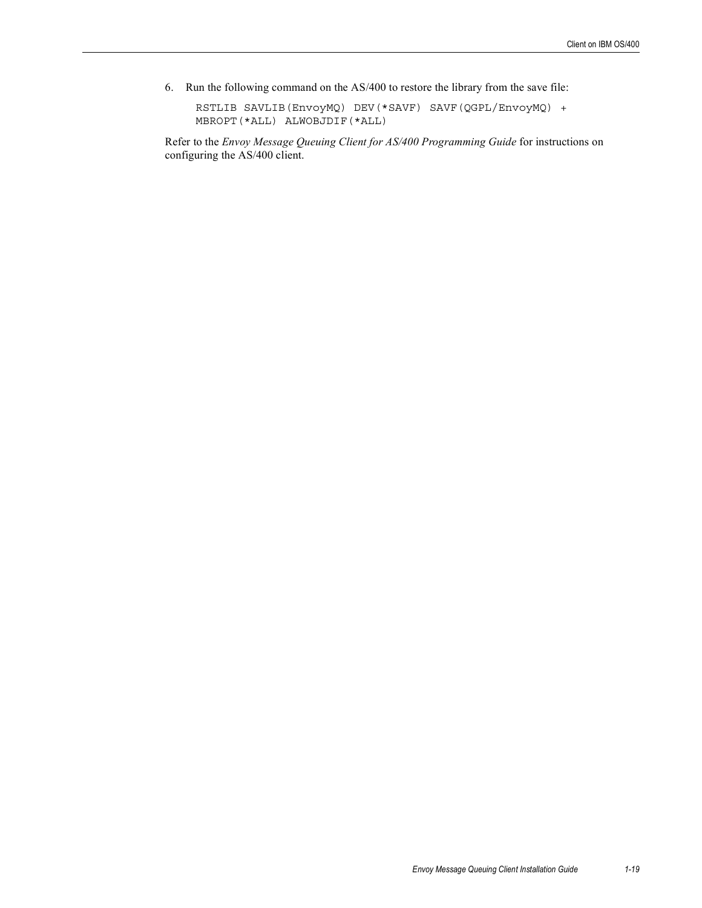6. Run the following command on the AS/400 to restore the library from the save file:

```
RSTLIB SAVLIB(EnvoyMQ) DEV(*SAVF) SAVF(QGPL/EnvoyMQ) +
MBROPT(*ALL) ALWOBJDIF(*ALL)
```

Refer to the *Envoy Message Queuing Client for AS/400 Programming Guide* for instructions on configuring the AS/400 client.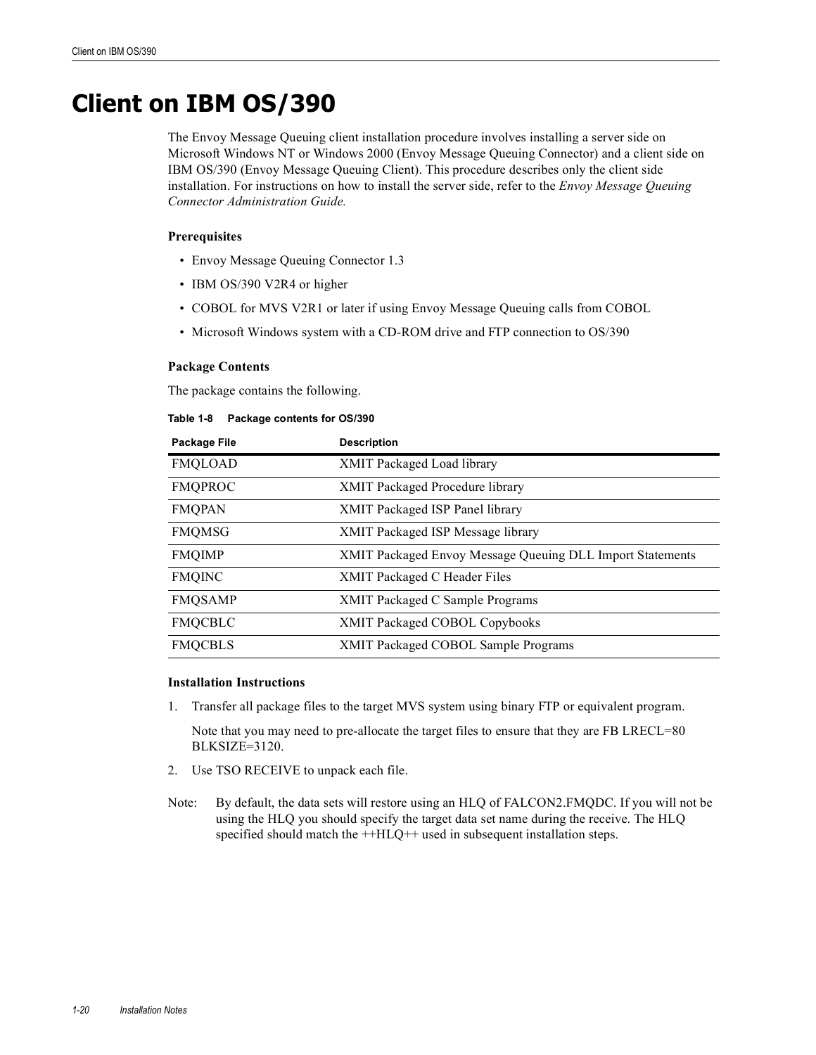# Client on IBM OS/390

The Envoy Message Queuing client installation procedure involves installing a server side on Microsoft Windows NT or Windows 2000 (Envoy Message Queuing Connector) and a client side on IBM OS/390 (Envoy Message Queuing Client). This procedure describes only the client side installation. For instructions on how to install the server side, refer to the *Envoy Message Queuing Connector Administration Guide.*

**Prerequisites**

- Envoy Message Queuing Connector 1.3
- IBM OS/390 V2R4 or higher
- COBOL for MVS V2R1 or later if using Envoy Message Queuing calls from COBOL
- Microsoft Windows system with a CD-ROM drive and FTP connection to OS/390

**Package Contents**

The package contains the following.

**Table 1-8 Package contents for OS/390**

| Package File | Description |
|---|---|
| FMQLOAD | XMIT Packaged Load library |
| FMQPROC | XMIT Packaged Procedure library |
| FMQPAN | XMIT Packaged ISP Panel library |
| FMQMSG | XMIT Packaged ISP Message library |
| FMQIMP | XMIT Packaged Envoy Message Queuing DLL Import Statements |
| FMQINC | XMIT Packaged C Header Files |
| FMQSAMP | XMIT Packaged C Sample Programs |
| FMQCBLC | XMIT Packaged COBOL Copybooks |
| FMQCBLS | XMIT Packaged COBOL Sample Programs |

**Installation Instructions**

1. Transfer all package files to the target MVS system using binary FTP or equivalent program.

   Note that you may need to pre-allocate the target files to ensure that they are FB LRECL=80 BLKSIZE=3120.

2. Use TSO RECEIVE to unpack each file.

Note: By default, the data sets will restore using an HLQ of FALCON2.FMQDC. If you will not be using the HLQ you should specify the target data set name during the receive. The HLQ specified should match the ++HLQ++ used in subsequent installation steps.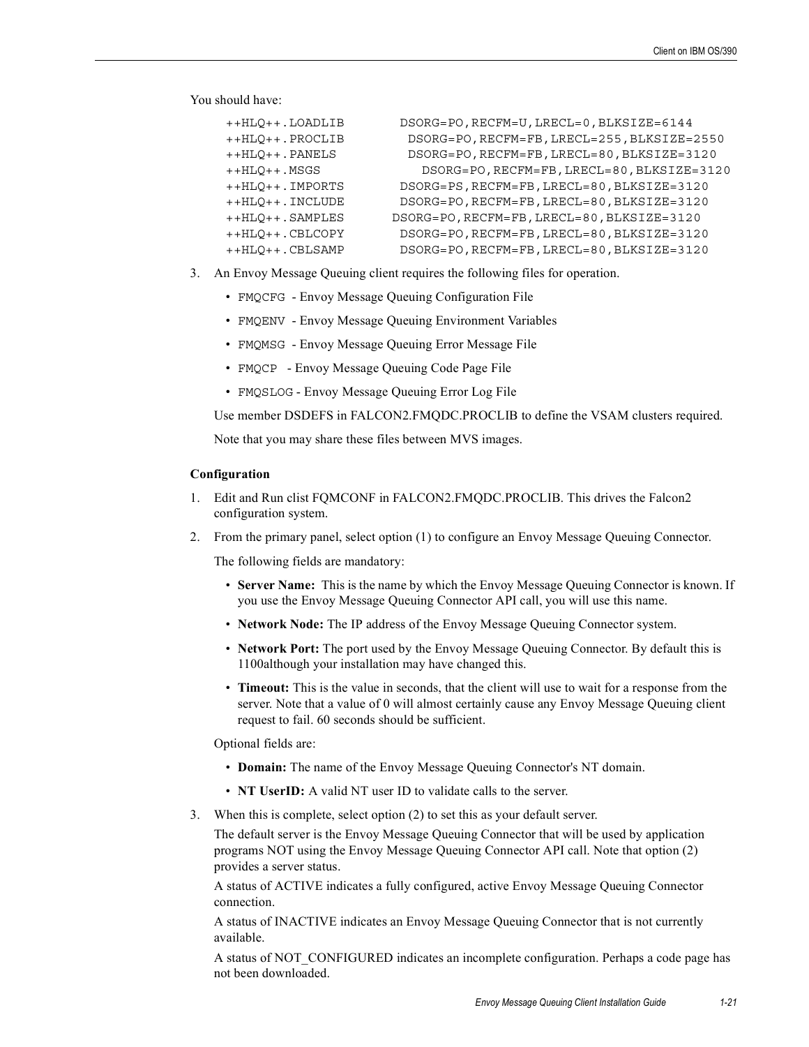You should have:

```
++HLQ++.LOADLIB       DSORG=PO,RECFM=U,LRECL=0,BLKSIZE=6144
++HLQ++.PROCLIB        DSORG=PO,RECFM=FB,LRECL=255,BLKSIZE=2550
++HLQ++.PANELS         DSORG=PO,RECFM=FB,LRECL=80,BLKSIZE=3120
++HLQ++.MSGS             DSORG=PO,RECFM=FB,LRECL=80,BLKSIZE=3120
++HLQ++.IMPORTS       DSORG=PS,RECFM=FB,LRECL=80,BLKSIZE=3120
++HLQ++.INCLUDE       DSORG=PO,RECFM=FB,LRECL=80,BLKSIZE=3120
++HLQ++.SAMPLES      DSORG=PO,RECFM=FB,LRECL=80,BLKSIZE=3120
++HLQ++.CBLCOPY       DSORG=PO,RECFM=FB,LRECL=80,BLKSIZE=3120
++HLQ++.CBLSAMP       DSORG=PO,RECFM=FB,LRECL=80,BLKSIZE=3120
```

3. An Envoy Message Queuing client requires the following files for operation.
   - `FMQCFG` - Envoy Message Queuing Configuration File
   - `FMQENV` - Envoy Message Queuing Environment Variables
   - `FMQMSG` - Envoy Message Queuing Error Message File
   - `FMQCP` - Envoy Message Queuing Code Page File
   - `FMQSLOG` - Envoy Message Queuing Error Log File

   Use member DSDEFS in FALCON2.FMQDC.PROCLIB to define the VSAM clusters required.

   Note that you may share these files between MVS images.

**Configuration**

1. Edit and Run clist FQMCONF in FALCON2.FMQDC.PROCLIB. This drives the Falcon2 configuration system.
2. From the primary panel, select option (1) to configure an Envoy Message Queuing Connector.

   The following fields are mandatory:
   - **Server Name:** This is the name by which the Envoy Message Queuing Connector is known. If you use the Envoy Message Queuing Connector API call, you will use this name.
   - **Network Node:** The IP address of the Envoy Message Queuing Connector system.
   - **Network Port:** The port used by the Envoy Message Queuing Connector. By default this is 1100although your installation may have changed this.
   - **Timeout:** This is the value in seconds, that the client will use to wait for a response from the server. Note that a value of 0 will almost certainly cause any Envoy Message Queuing client request to fail. 60 seconds should be sufficient.

   Optional fields are:
   - **Domain:** The name of the Envoy Message Queuing Connector's NT domain.
   - **NT UserID:** A valid NT user ID to validate calls to the server.
3. When this is complete, select option (2) to set this as your default server.

   The default server is the Envoy Message Queuing Connector that will be used by application programs NOT using the Envoy Message Queuing Connector API call. Note that option (2) provides a server status.

   A status of ACTIVE indicates a fully configured, active Envoy Message Queuing Connector connection.

   A status of INACTIVE indicates an Envoy Message Queuing Connector that is not currently available.

   A status of NOT_CONFIGURED indicates an incomplete configuration. Perhaps a code page has not been downloaded.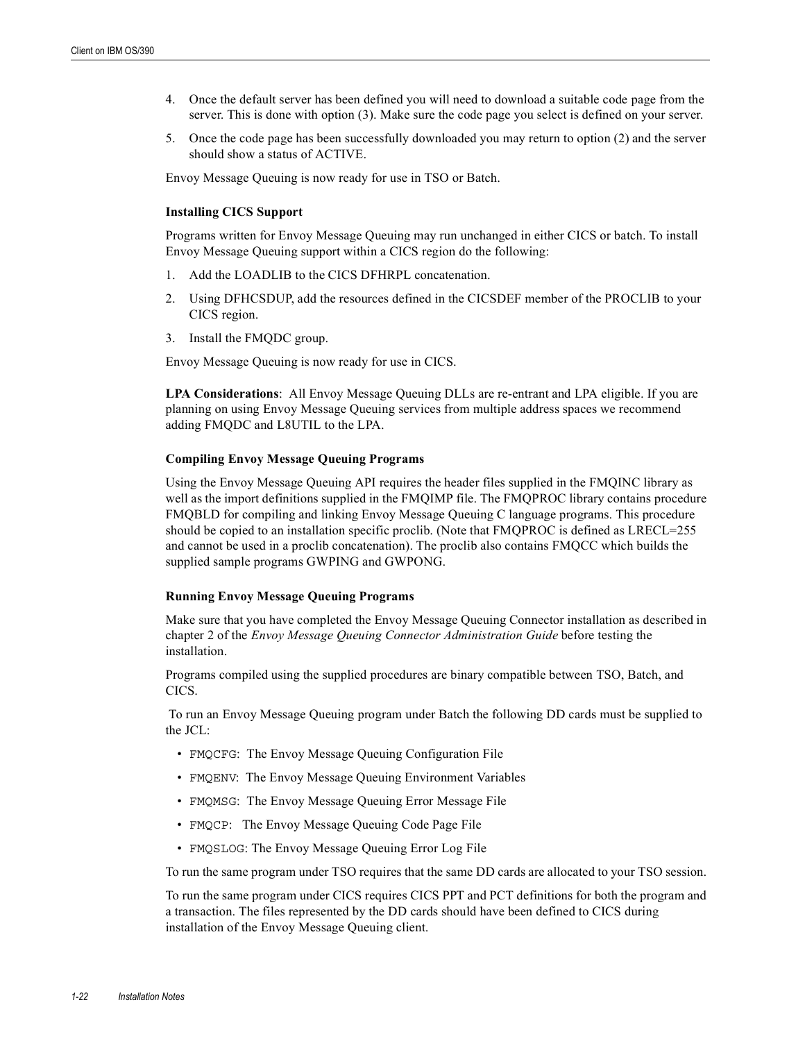4. Once the default server has been defined you will need to download a suitable code page from the server. This is done with option (3). Make sure the code page you select is defined on your server.
5. Once the code page has been successfully downloaded you may return to option (2) and the server should show a status of ACTIVE.

Envoy Message Queuing is now ready for use in TSO or Batch.

### Installing CICS Support

Programs written for Envoy Message Queuing may run unchanged in either CICS or batch. To install Envoy Message Queuing support within a CICS region do the following:

1. Add the LOADLIB to the CICS DFHRPL concatenation.
2. Using DFHCSDUP, add the resources defined in the CICSDEF member of the PROCLIB to your CICS region.
3. Install the FMQDC group.

Envoy Message Queuing is now ready for use in CICS.

**LPA Considerations**: All Envoy Message Queuing DLLs are re-entrant and LPA eligible. If you are planning on using Envoy Message Queuing services from multiple address spaces we recommend adding FMQDC and L8UTIL to the LPA.

### Compiling Envoy Message Queuing Programs

Using the Envoy Message Queuing API requires the header files supplied in the FMQINC library as well as the import definitions supplied in the FMQIMP file. The FMQPROC library contains procedure FMQBLD for compiling and linking Envoy Message Queuing C language programs. This procedure should be copied to an installation specific proclib. (Note that FMQPROC is defined as LRECL=255 and cannot be used in a proclib concatenation). The proclib also contains FMQCC which builds the supplied sample programs GWPING and GWPONG.

### Running Envoy Message Queuing Programs

Make sure that you have completed the Envoy Message Queuing Connector installation as described in chapter 2 of the *Envoy Message Queuing Connector Administration Guide* before testing the installation.

Programs compiled using the supplied procedures are binary compatible between TSO, Batch, and CICS.

To run an Envoy Message Queuing program under Batch the following DD cards must be supplied to the JCL:

- `FMQCFG`: The Envoy Message Queuing Configuration File
- `FMQENV`: The Envoy Message Queuing Environment Variables
- `FMQMSG`: The Envoy Message Queuing Error Message File
- `FMQCP`: The Envoy Message Queuing Code Page File
- `FMQSLOG`: The Envoy Message Queuing Error Log File

To run the same program under TSO requires that the same DD cards are allocated to your TSO session.

To run the same program under CICS requires CICS PPT and PCT definitions for both the program and a transaction. The files represented by the DD cards should have been defined to CICS during installation of the Envoy Message Queuing client.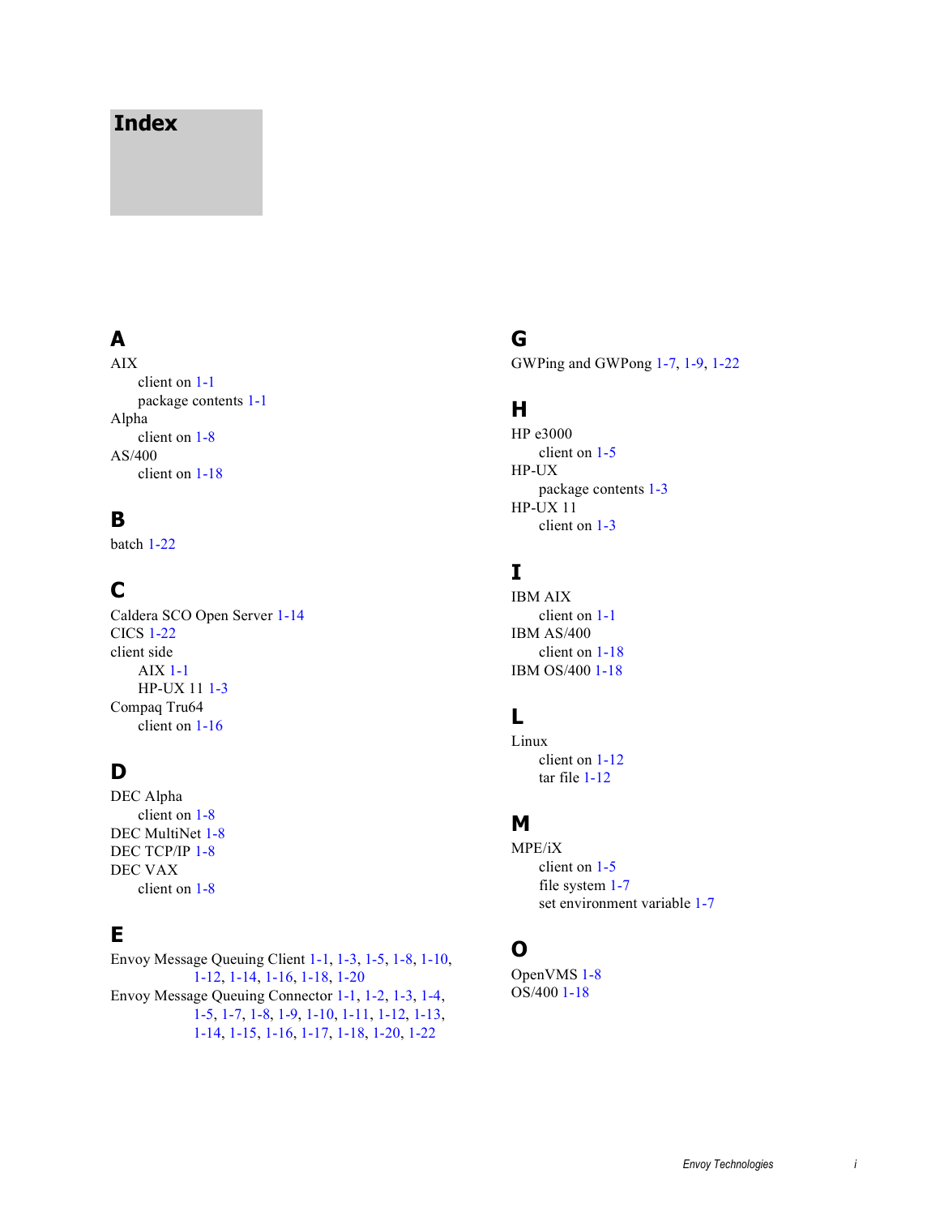# Index

## A

AIX
- client on 1-1
- package contents 1-1

Alpha
- client on 1-8

AS/400
- client on 1-18

## B

batch 1-22

## C

Caldera SCO Open Server 1-14

CICS 1-22

client side
- AIX 1-1
- HP-UX 11 1-3

Compaq Tru64
- client on 1-16

## D

DEC Alpha
- client on 1-8

DEC MultiNet 1-8

DEC TCP/IP 1-8

DEC VAX
- client on 1-8

## E

Envoy Message Queuing Client 1-1, 1-3, 1-5, 1-8, 1-10, 1-12, 1-14, 1-16, 1-18, 1-20

Envoy Message Queuing Connector 1-1, 1-2, 1-3, 1-4, 1-5, 1-7, 1-8, 1-9, 1-10, 1-11, 1-12, 1-13, 1-14, 1-15, 1-16, 1-17, 1-18, 1-20, 1-22

## G

GWPing and GWPong 1-7, 1-9, 1-22

## H

HP e3000
- client on 1-5

HP-UX
- package contents 1-3

HP-UX 11
- client on 1-3

## I

IBM AIX
- client on 1-1

IBM AS/400
- client on 1-18

IBM OS/400 1-18

## L

Linux
- client on 1-12
- tar file 1-12

## M

MPE/iX
- client on 1-5
- file system 1-7
- set environment variable 1-7

## O

OpenVMS 1-8

OS/400 1-18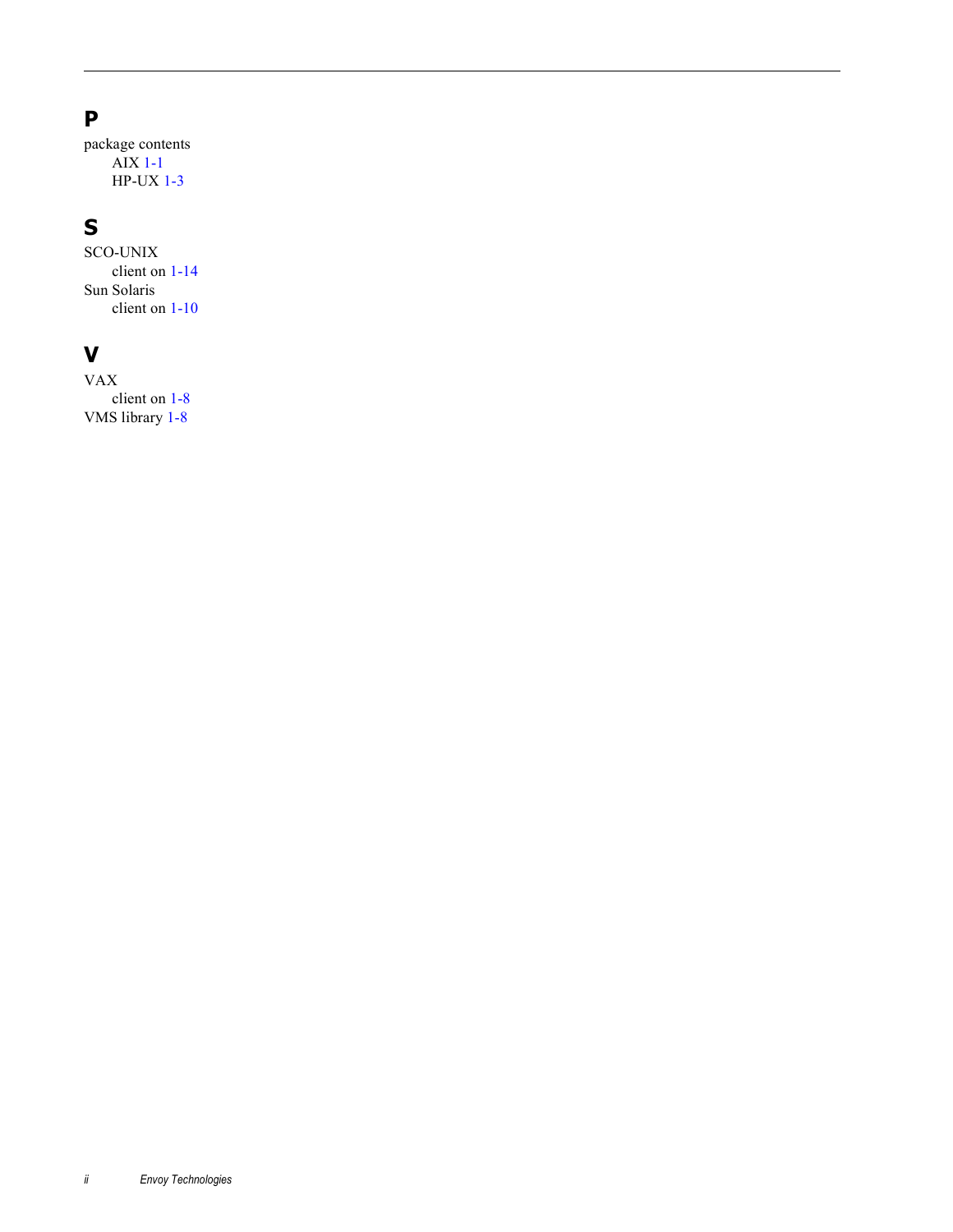## P

package contents
- AIX 1-1
- HP-UX 1-3

## S

SCO-UNIX
- client on 1-14

Sun Solaris
- client on 1-10

## V

VAX
- client on 1-8

VMS library 1-8